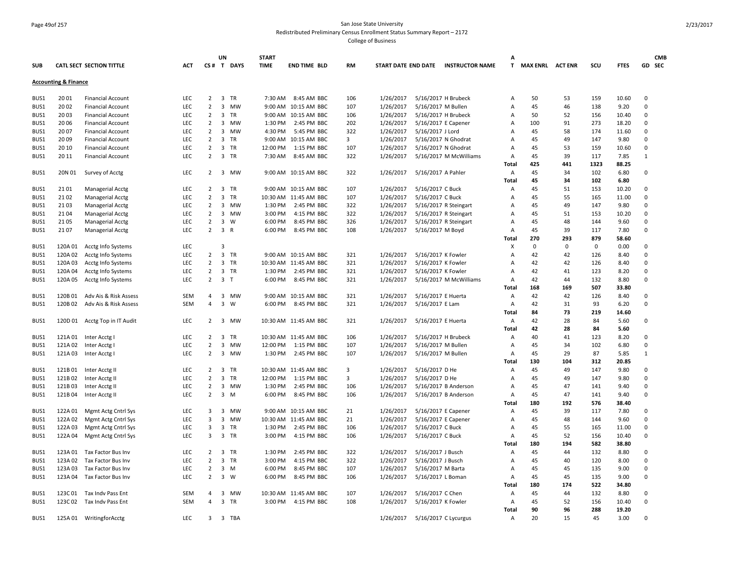San Jose State University

Redistributed Preliminary Census Enrollment Status Summary Report – 2172

College of Business

## Accounting & Finance

| SUB | CATL SECT | SECTION TITTLE | ACT | CS # | UN T | DAYS | START TIME | END TIME | BLD | RM | START DATE | END DATE | INSTRUCTOR NAME | A T | MAX ENRL | ACT ENR | SCU | FTES | GD | CMB SEC |
|---|---|---|---|---|---|---|---|---|---|---|---|---|---|---|---|---|---|---|---|---|
| BUS1 | 20 01 | Financial Account | LEC | 2 | 3 | TR | 7:30 AM | 8:45 AM | BBC | 106 | 1/26/2017 | 5/16/2017 | H Brubeck | A | 50 | 53 | 159 | 10.60 | 0 | |
| BUS1 | 20 02 | Financial Account | LEC | 2 | 3 | MW | 9:00 AM | 10:15 AM | BBC | 107 | 1/26/2017 | 5/16/2017 | M Bullen | A | 45 | 46 | 138 | 9.20 | 0 | |
| BUS1 | 20 03 | Financial Account | LEC | 2 | 3 | TR | 9:00 AM | 10:15 AM | BBC | 106 | 1/26/2017 | 5/16/2017 | H Brubeck | A | 50 | 52 | 156 | 10.40 | 0 | |
| BUS1 | 20 06 | Financial Account | LEC | 2 | 3 | MW | 1:30 PM | 2:45 PM | BBC | 202 | 1/26/2017 | 5/16/2017 | E Capener | A | 100 | 91 | 273 | 18.20 | 0 | |
| BUS1 | 20 07 | Financial Account | LEC | 2 | 3 | MW | 4:30 PM | 5:45 PM | BBC | 322 | 1/26/2017 | 5/16/2017 | J Lord | A | 45 | 58 | 174 | 11.60 | 0 | |
| BUS1 | 20 09 | Financial Account | LEC | 2 | 3 | TR | 9:00 AM | 10:15 AM | BBC | 3 | 1/26/2017 | 5/16/2017 | N Ghodrat | A | 45 | 49 | 147 | 9.80 | 0 | |
| BUS1 | 20 10 | Financial Account | LEC | 2 | 3 | TR | 12:00 PM | 1:15 PM | BBC | 107 | 1/26/2017 | 5/16/2017 | N Ghodrat | A | 45 | 53 | 159 | 10.60 | 0 | |
| BUS1 | 20 11 | Financial Account | LEC | 2 | 3 | TR | 7:30 AM | 8:45 AM | BBC | 322 | 1/26/2017 | 5/16/2017 | M McWilliams | A | 45 | 39 | 117 | 7.85 | 1 | |
| | | | | | | | | | | | | | | **Total** | **425** | **441** | **1323** | **88.25** | | |
| BUS1 | 20N 01 | Survey of Acctg | LEC | 2 | 3 | MW | 9:00 AM | 10:15 AM | BBC | 322 | 1/26/2017 | 5/16/2017 | A Pahler | A | 45 | 34 | 102 | 6.80 | 0 | |
| | | | | | | | | | | | | | | **Total** | **45** | **34** | **102** | **6.80** | | |
| BUS1 | 21 01 | Managerial Acctg | LEC | 2 | 3 | TR | 9:00 AM | 10:15 AM | BBC | 107 | 1/26/2017 | 5/16/2017 | C Buck | A | 45 | 51 | 153 | 10.20 | 0 | |
| BUS1 | 21 02 | Managerial Acctg | LEC | 2 | 3 | TR | 10:30 AM | 11:45 AM | BBC | 107 | 1/26/2017 | 5/16/2017 | C Buck | A | 45 | 55 | 165 | 11.00 | 0 | |
| BUS1 | 21 03 | Managerial Acctg | LEC | 2 | 3 | MW | 1:30 PM | 2:45 PM | BBC | 322 | 1/26/2017 | 5/16/2017 | R Steingart | A | 45 | 49 | 147 | 9.80 | 0 | |
| BUS1 | 21 04 | Managerial Acctg | LEC | 2 | 3 | MW | 3:00 PM | 4:15 PM | BBC | 322 | 1/26/2017 | 5/16/2017 | R Steingart | A | 45 | 51 | 153 | 10.20 | 0 | |
| BUS1 | 21 05 | Managerial Acctg | LEC | 2 | 3 | W | 6:00 PM | 8:45 PM | BBC | 326 | 1/26/2017 | 5/16/2017 | R Steingart | A | 45 | 48 | 144 | 9.60 | 0 | |
| BUS1 | 21 07 | Managerial Acctg | LEC | 2 | 3 | R | 6:00 PM | 8:45 PM | BBC | 108 | 1/26/2017 | 5/16/2017 | M Boyd | A | 45 | 39 | 117 | 7.80 | 0 | |
| | | | | | | | | | | | | | | **Total** | **270** | **293** | **879** | **58.60** | | |
| BUS1 | 120A 01 | Acctg Info Systems | LEC | | 3 | | | | | | | | | X | 0 | 0 | 0 | 0.00 | 0 | |
| BUS1 | 120A 02 | Acctg Info Systems | LEC | 2 | 3 | TR | 9:00 AM | 10:15 AM | BBC | 321 | 1/26/2017 | 5/16/2017 | K Fowler | A | 42 | 42 | 126 | 8.40 | 0 | |
| BUS1 | 120A 03 | Acctg Info Systems | LEC | 2 | 3 | TR | 10:30 AM | 11:45 AM | BBC | 321 | 1/26/2017 | 5/16/2017 | K Fowler | A | 42 | 42 | 126 | 8.40 | 0 | |
| BUS1 | 120A 04 | Acctg Info Systems | LEC | 2 | 3 | TR | 1:30 PM | 2:45 PM | BBC | 321 | 1/26/2017 | 5/16/2017 | K Fowler | A | 42 | 41 | 123 | 8.20 | 0 | |
| BUS1 | 120A 05 | Acctg Info Systems | LEC | 2 | 3 | T | 6:00 PM | 8:45 PM | BBC | 321 | 1/26/2017 | 5/16/2017 | M McWilliams | A | 42 | 44 | 132 | 8.80 | 0 | |
| | | | | | | | | | | | | | | **Total** | **168** | **169** | **507** | **33.80** | | |
| BUS1 | 120B 01 | Adv Ais & Risk Assess | SEM | 4 | 3 | MW | 9:00 AM | 10:15 AM | BBC | 321 | 1/26/2017 | 5/16/2017 | E Huerta | A | 42 | 42 | 126 | 8.40 | 0 | |
| BUS1 | 120B 02 | Adv Ais & Risk Assess | SEM | 4 | 3 | W | 6:00 PM | 8:45 PM | BBC | 321 | 1/26/2017 | 5/16/2017 | E Lam | A | 42 | 31 | 93 | 6.20 | 0 | |
| | | | | | | | | | | | | | | **Total** | **84** | **73** | **219** | **14.60** | | |
| BUS1 | 120D 01 | Acctg Top in IT Audit | LEC | 2 | 3 | MW | 10:30 AM | 11:45 AM | BBC | 321 | 1/26/2017 | 5/16/2017 | E Huerta | A | 42 | 28 | 84 | 5.60 | 0 | |
| | | | | | | | | | | | | | | **Total** | **42** | **28** | **84** | **5.60** | | |
| BUS1 | 121A 01 | Inter Acctg I | LEC | 2 | 3 | TR | 10:30 AM | 11:45 AM | BBC | 106 | 1/26/2017 | 5/16/2017 | H Brubeck | A | 40 | 41 | 123 | 8.20 | 0 | |
| BUS1 | 121A 02 | Inter Acctg I | LEC | 2 | 3 | MW | 12:00 PM | 1:15 PM | BBC | 107 | 1/26/2017 | 5/16/2017 | M Bullen | A | 45 | 34 | 102 | 6.80 | 0 | |
| BUS1 | 121A 03 | Inter Acctg I | LEC | 2 | 3 | MW | 1:30 PM | 2:45 PM | BBC | 107 | 1/26/2017 | 5/16/2017 | M Bullen | A | 45 | 29 | 87 | 5.85 | 1 | |
| | | | | | | | | | | | | | | **Total** | **130** | **104** | **312** | **20.85** | | |
| BUS1 | 121B 01 | Inter Acctg II | LEC | 2 | 3 | TR | 10:30 AM | 11:45 AM | BBC | 3 | 1/26/2017 | 5/16/2017 | D He | A | 45 | 49 | 147 | 9.80 | 0 | |
| BUS1 | 121B 02 | Inter Acctg II | LEC | 2 | 3 | TR | 12:00 PM | 1:15 PM | BBC | 3 | 1/26/2017 | 5/16/2017 | D He | A | 45 | 49 | 147 | 9.80 | 0 | |
| BUS1 | 121B 03 | Inter Acctg II | LEC | 2 | 3 | MW | 1:30 PM | 2:45 PM | BBC | 106 | 1/26/2017 | 5/16/2017 | B Anderson | A | 45 | 47 | 141 | 9.40 | 0 | |
| BUS1 | 121B 04 | Inter Acctg II | LEC | 2 | 3 | M | 6:00 PM | 8:45 PM | BBC | 106 | 1/26/2017 | 5/16/2017 | B Anderson | A | 45 | 47 | 141 | 9.40 | 0 | |
| | | | | | | | | | | | | | | **Total** | **180** | **192** | **576** | **38.40** | | |
| BUS1 | 122A 01 | Mgmt Actg Cntrl Sys | LEC | 3 | 3 | MW | 9:00 AM | 10:15 AM | BBC | 21 | 1/26/2017 | 5/16/2017 | E Capener | A | 45 | 39 | 117 | 7.80 | 0 | |
| BUS1 | 122A 02 | Mgmt Actg Cntrl Sys | LEC | 3 | 3 | MW | 10:30 AM | 11:45 AM | BBC | 21 | 1/26/2017 | 5/16/2017 | E Capener | A | 45 | 48 | 144 | 9.60 | 0 | |
| BUS1 | 122A 03 | Mgmt Actg Cntrl Sys | LEC | 3 | 3 | TR | 1:30 PM | 2:45 PM | BBC | 106 | 1/26/2017 | 5/16/2017 | C Buck | A | 45 | 55 | 165 | 11.00 | 0 | |
| BUS1 | 122A 04 | Mgmt Actg Cntrl Sys | LEC | 3 | 3 | TR | 3:00 PM | 4:15 PM | BBC | 106 | 1/26/2017 | 5/16/2017 | C Buck | A | 45 | 52 | 156 | 10.40 | 0 | |
| | | | | | | | | | | | | | | **Total** | **180** | **194** | **582** | **38.80** | | |
| BUS1 | 123A 01 | Tax Factor Bus Inv | LEC | 2 | 3 | TR | 1:30 PM | 2:45 PM | BBC | 322 | 1/26/2017 | 5/16/2017 | J Busch | A | 45 | 44 | 132 | 8.80 | 0 | |
| BUS1 | 123A 02 | Tax Factor Bus Inv | LEC | 2 | 3 | TR | 3:00 PM | 4:15 PM | BBC | 322 | 1/26/2017 | 5/16/2017 | J Busch | A | 45 | 40 | 120 | 8.00 | 0 | |
| BUS1 | 123A 03 | Tax Factor Bus Inv | LEC | 2 | 3 | M | 6:00 PM | 8:45 PM | BBC | 107 | 1/26/2017 | 5/16/2017 | M Barta | A | 45 | 45 | 135 | 9.00 | 0 | |
| BUS1 | 123A 04 | Tax Factor Bus Inv | LEC | 2 | 3 | W | 6:00 PM | 8:45 PM | BBC | 106 | 1/26/2017 | 5/16/2017 | L Boman | A | 45 | 45 | 135 | 9.00 | 0 | |
| | | | | | | | | | | | | | | **Total** | **180** | **174** | **522** | **34.80** | | |
| BUS1 | 123C 01 | Tax Indv Pass Ent | SEM | 4 | 3 | MW | 10:30 AM | 11:45 AM | BBC | 107 | 1/26/2017 | 5/16/2017 | C Chen | A | 45 | 44 | 132 | 8.80 | 0 | |
| BUS1 | 123C 02 | Tax Indv Pass Ent | SEM | 4 | 3 | TR | 3:00 PM | 4:15 PM | BBC | 108 | 1/26/2017 | 5/16/2017 | K Fowler | A | 45 | 52 | 156 | 10.40 | 0 | |
| | | | | | | | | | | | | | | **Total** | **90** | **96** | **288** | **19.20** | | |
| BUS1 | 125A 01 | WritingforAcctg | LEC | 3 | 3 | TBA | | | | | 1/26/2017 | 5/16/2017 | C Lycurgus | A | 20 | 15 | 45 | 3.00 | 0 | |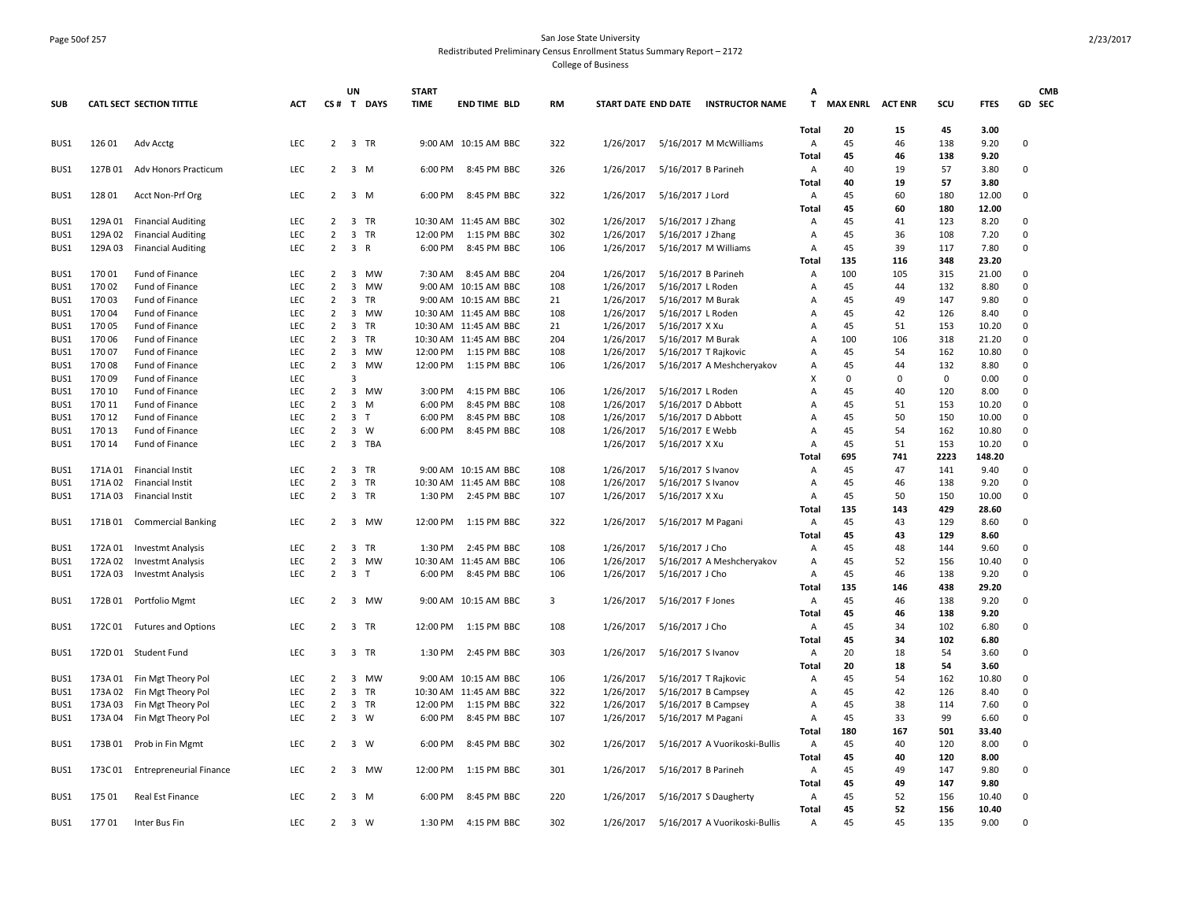San Jose State University
Redistributed Preliminary Census Enrollment Status Summary Report – 2172
College of Business

| SUB | CATL SECT | SECTION TITTLE | ACT | CS # | UN T | DAYS | START TIME | END TIME | BLD | RM | START DATE | END DATE | INSTRUCTOR NAME | A T | MAX ENRL | ACT ENR | SCU | FTES | GD | CMB SEC |
|---|---|---|---|---|---|---|---|---|---|---|---|---|---|---|---|---|---|---|---|---|
| | | | | | | | | | | | | | | Total | 20 | 15 | 45 | 3.00 | | |
| BUS1 | 126 01 | Adv Acctg | LEC | 2 | 3 | TR | 9:00 AM | 10:15 AM | BBC | 322 | 1/26/2017 | 5/16/2017 | M McWilliams | A | 45 | 46 | 138 | 9.20 | 0 | |
| | | | | | | | | | | | | | | Total | 45 | 46 | 138 | 9.20 | | |
| BUS1 | 127B 01 | Adv Honors Practicum | LEC | 2 | 3 | M | 6:00 PM | 8:45 PM | BBC | 326 | 1/26/2017 | 5/16/2017 | B Parineh | A | 40 | 19 | 57 | 3.80 | 0 | |
| | | | | | | | | | | | | | | Total | 40 | 19 | 57 | 3.80 | | |
| BUS1 | 128 01 | Acct Non-Prf Org | LEC | 2 | 3 | M | 6:00 PM | 8:45 PM | BBC | 322 | 1/26/2017 | 5/16/2017 | J Lord | A | 45 | 60 | 180 | 12.00 | 0 | |
| | | | | | | | | | | | | | | Total | 45 | 60 | 180 | 12.00 | | |
| BUS1 | 129A 01 | Financial Auditing | LEC | 2 | 3 | TR | 10:30 AM | 11:45 AM | BBC | 302 | 1/26/2017 | 5/16/2017 | J Zhang | A | 45 | 41 | 123 | 8.20 | 0 | |
| BUS1 | 129A 02 | Financial Auditing | LEC | 2 | 3 | TR | 12:00 PM | 1:15 PM | BBC | 302 | 1/26/2017 | 5/16/2017 | J Zhang | A | 45 | 36 | 108 | 7.20 | 0 | |
| BUS1 | 129A 03 | Financial Auditing | LEC | 2 | 3 | R | 6:00 PM | 8:45 PM | BBC | 106 | 1/26/2017 | 5/16/2017 | M Williams | A | 45 | 39 | 117 | 7.80 | 0 | |
| | | | | | | | | | | | | | | Total | 135 | 116 | 348 | 23.20 | | |
| BUS1 | 170 01 | Fund of Finance | LEC | 2 | 3 | MW | 7:30 AM | 8:45 AM | BBC | 204 | 1/26/2017 | 5/16/2017 | B Parineh | A | 100 | 105 | 315 | 21.00 | 0 | |
| BUS1 | 170 02 | Fund of Finance | LEC | 2 | 3 | MW | 9:00 AM | 10:15 AM | BBC | 108 | 1/26/2017 | 5/16/2017 | L Roden | A | 45 | 44 | 132 | 8.80 | 0 | |
| BUS1 | 170 03 | Fund of Finance | LEC | 2 | 3 | TR | 9:00 AM | 10:15 AM | BBC | 21 | 1/26/2017 | 5/16/2017 | M Burak | A | 45 | 49 | 147 | 9.80 | 0 | |
| BUS1 | 170 04 | Fund of Finance | LEC | 2 | 3 | MW | 10:30 AM | 11:45 AM | BBC | 108 | 1/26/2017 | 5/16/2017 | L Roden | A | 45 | 42 | 126 | 8.40 | 0 | |
| BUS1 | 170 05 | Fund of Finance | LEC | 2 | 3 | TR | 10:30 AM | 11:45 AM | BBC | 21 | 1/26/2017 | 5/16/2017 | X Xu | A | 45 | 51 | 153 | 10.20 | 0 | |
| BUS1 | 170 06 | Fund of Finance | LEC | 2 | 3 | TR | 10:30 AM | 11:45 AM | BBC | 204 | 1/26/2017 | 5/16/2017 | M Burak | A | 100 | 106 | 318 | 21.20 | 0 | |
| BUS1 | 170 07 | Fund of Finance | LEC | 2 | 3 | MW | 12:00 PM | 1:15 PM | BBC | 108 | 1/26/2017 | 5/16/2017 | T Rajkovic | A | 45 | 54 | 162 | 10.80 | 0 | |
| BUS1 | 170 08 | Fund of Finance | LEC | 2 | 3 | MW | 12:00 PM | 1:15 PM | BBC | 106 | 1/26/2017 | 5/16/2017 | A Meshcheryakov | A | 45 | 44 | 132 | 8.80 | 0 | |
| BUS1 | 170 09 | Fund of Finance | LEC | | 3 | | | | | | | | | X | 0 | 0 | 0 | 0.00 | 0 | |
| BUS1 | 170 10 | Fund of Finance | LEC | 2 | 3 | MW | 3:00 PM | 4:15 PM | BBC | 106 | 1/26/2017 | 5/16/2017 | L Roden | A | 45 | 40 | 120 | 8.00 | 0 | |
| BUS1 | 170 11 | Fund of Finance | LEC | 2 | 3 | M | 6:00 PM | 8:45 PM | BBC | 108 | 1/26/2017 | 5/16/2017 | D Abbott | A | 45 | 51 | 153 | 10.20 | 0 | |
| BUS1 | 170 12 | Fund of Finance | LEC | 2 | 3 | T | 6:00 PM | 8:45 PM | BBC | 108 | 1/26/2017 | 5/16/2017 | D Abbott | A | 45 | 50 | 150 | 10.00 | 0 | |
| BUS1 | 170 13 | Fund of Finance | LEC | 2 | 3 | W | 6:00 PM | 8:45 PM | BBC | 108 | 1/26/2017 | 5/16/2017 | E Webb | A | 45 | 54 | 162 | 10.80 | 0 | |
| BUS1 | 170 14 | Fund of Finance | LEC | 2 | 3 | TBA | | | | | 1/26/2017 | 5/16/2017 | X Xu | A | 45 | 51 | 153 | 10.20 | 0 | |
| | | | | | | | | | | | | | | Total | 695 | 741 | 2223 | 148.20 | | |
| BUS1 | 171A 01 | Financial Instit | LEC | 2 | 3 | TR | 9:00 AM | 10:15 AM | BBC | 108 | 1/26/2017 | 5/16/2017 | S Ivanov | A | 45 | 47 | 141 | 9.40 | 0 | |
| BUS1 | 171A 02 | Financial Instit | LEC | 2 | 3 | TR | 10:30 AM | 11:45 AM | BBC | 108 | 1/26/2017 | 5/16/2017 | S Ivanov | A | 45 | 46 | 138 | 9.20 | 0 | |
| BUS1 | 171A 03 | Financial Instit | LEC | 2 | 3 | TR | 1:30 PM | 2:45 PM | BBC | 107 | 1/26/2017 | 5/16/2017 | X Xu | A | 45 | 50 | 150 | 10.00 | 0 | |
| | | | | | | | | | | | | | | Total | 135 | 143 | 429 | 28.60 | | |
| BUS1 | 171B 01 | Commercial Banking | LEC | 2 | 3 | MW | 12:00 PM | 1:15 PM | BBC | 322 | 1/26/2017 | 5/16/2017 | M Pagani | A | 45 | 43 | 129 | 8.60 | 0 | |
| | | | | | | | | | | | | | | Total | 45 | 43 | 129 | 8.60 | | |
| BUS1 | 172A 01 | Investmt Analysis | LEC | 2 | 3 | TR | 1:30 PM | 2:45 PM | BBC | 108 | 1/26/2017 | 5/16/2017 | J Cho | A | 45 | 48 | 144 | 9.60 | 0 | |
| BUS1 | 172A 02 | Investmt Analysis | LEC | 2 | 3 | MW | 10:30 AM | 11:45 AM | BBC | 106 | 1/26/2017 | 5/16/2017 | A Meshcheryakov | A | 45 | 52 | 156 | 10.40 | 0 | |
| BUS1 | 172A 03 | Investmt Analysis | LEC | 2 | 3 | T | 6:00 PM | 8:45 PM | BBC | 106 | 1/26/2017 | 5/16/2017 | J Cho | A | 45 | 46 | 138 | 9.20 | 0 | |
| | | | | | | | | | | | | | | Total | 135 | 146 | 438 | 29.20 | | |
| BUS1 | 172B 01 | Portfolio Mgmt | LEC | 2 | 3 | MW | 9:00 AM | 10:15 AM | BBC | 3 | 1/26/2017 | 5/16/2017 | F Jones | A | 45 | 46 | 138 | 9.20 | 0 | |
| | | | | | | | | | | | | | | Total | 45 | 46 | 138 | 9.20 | | |
| BUS1 | 172C 01 | Futures and Options | LEC | 2 | 3 | TR | 12:00 PM | 1:15 PM | BBC | 108 | 1/26/2017 | 5/16/2017 | J Cho | A | 45 | 34 | 102 | 6.80 | 0 | |
| | | | | | | | | | | | | | | Total | 45 | 34 | 102 | 6.80 | | |
| BUS1 | 172D 01 | Student Fund | LEC | 3 | 3 | TR | 1:30 PM | 2:45 PM | BBC | 303 | 1/26/2017 | 5/16/2017 | S Ivanov | A | 20 | 18 | 54 | 3.60 | 0 | |
| | | | | | | | | | | | | | | Total | 20 | 18 | 54 | 3.60 | | |
| BUS1 | 173A 01 | Fin Mgt Theory Pol | LEC | 2 | 3 | MW | 9:00 AM | 10:15 AM | BBC | 106 | 1/26/2017 | 5/16/2017 | T Rajkovic | A | 45 | 54 | 162 | 10.80 | 0 | |
| BUS1 | 173A 02 | Fin Mgt Theory Pol | LEC | 2 | 3 | TR | 10:30 AM | 11:45 AM | BBC | 322 | 1/26/2017 | 5/16/2017 | B Campsey | A | 45 | 42 | 126 | 8.40 | 0 | |
| BUS1 | 173A 03 | Fin Mgt Theory Pol | LEC | 2 | 3 | TR | 12:00 PM | 1:15 PM | BBC | 322 | 1/26/2017 | 5/16/2017 | B Campsey | A | 45 | 38 | 114 | 7.60 | 0 | |
| BUS1 | 173A 04 | Fin Mgt Theory Pol | LEC | 2 | 3 | W | 6:00 PM | 8:45 PM | BBC | 107 | 1/26/2017 | 5/16/2017 | M Pagani | A | 45 | 33 | 99 | 6.60 | 0 | |
| | | | | | | | | | | | | | | Total | 180 | 167 | 501 | 33.40 | | |
| BUS1 | 173B 01 | Prob in Fin Mgmt | LEC | 2 | 3 | W | 6:00 PM | 8:45 PM | BBC | 302 | 1/26/2017 | 5/16/2017 | A Vuorikoski-Bullis | A | 45 | 40 | 120 | 8.00 | 0 | |
| | | | | | | | | | | | | | | Total | 45 | 40 | 120 | 8.00 | | |
| BUS1 | 173C 01 | Entrepreneurial Finance | LEC | 2 | 3 | MW | 12:00 PM | 1:15 PM | BBC | 301 | 1/26/2017 | 5/16/2017 | B Parineh | A | 45 | 49 | 147 | 9.80 | 0 | |
| | | | | | | | | | | | | | | Total | 45 | 49 | 147 | 9.80 | | |
| BUS1 | 175 01 | Real Est Finance | LEC | 2 | 3 | M | 6:00 PM | 8:45 PM | BBC | 220 | 1/26/2017 | 5/16/2017 | S Daugherty | A | 45 | 52 | 156 | 10.40 | 0 | |
| | | | | | | | | | | | | | | Total | 45 | 52 | 156 | 10.40 | | |
| BUS1 | 177 01 | Inter Bus Fin | LEC | 2 | 3 | W | 1:30 PM | 4:15 PM | BBC | 302 | 1/26/2017 | 5/16/2017 | A Vuorikoski-Bullis | A | 45 | 45 | 135 | 9.00 | 0 | |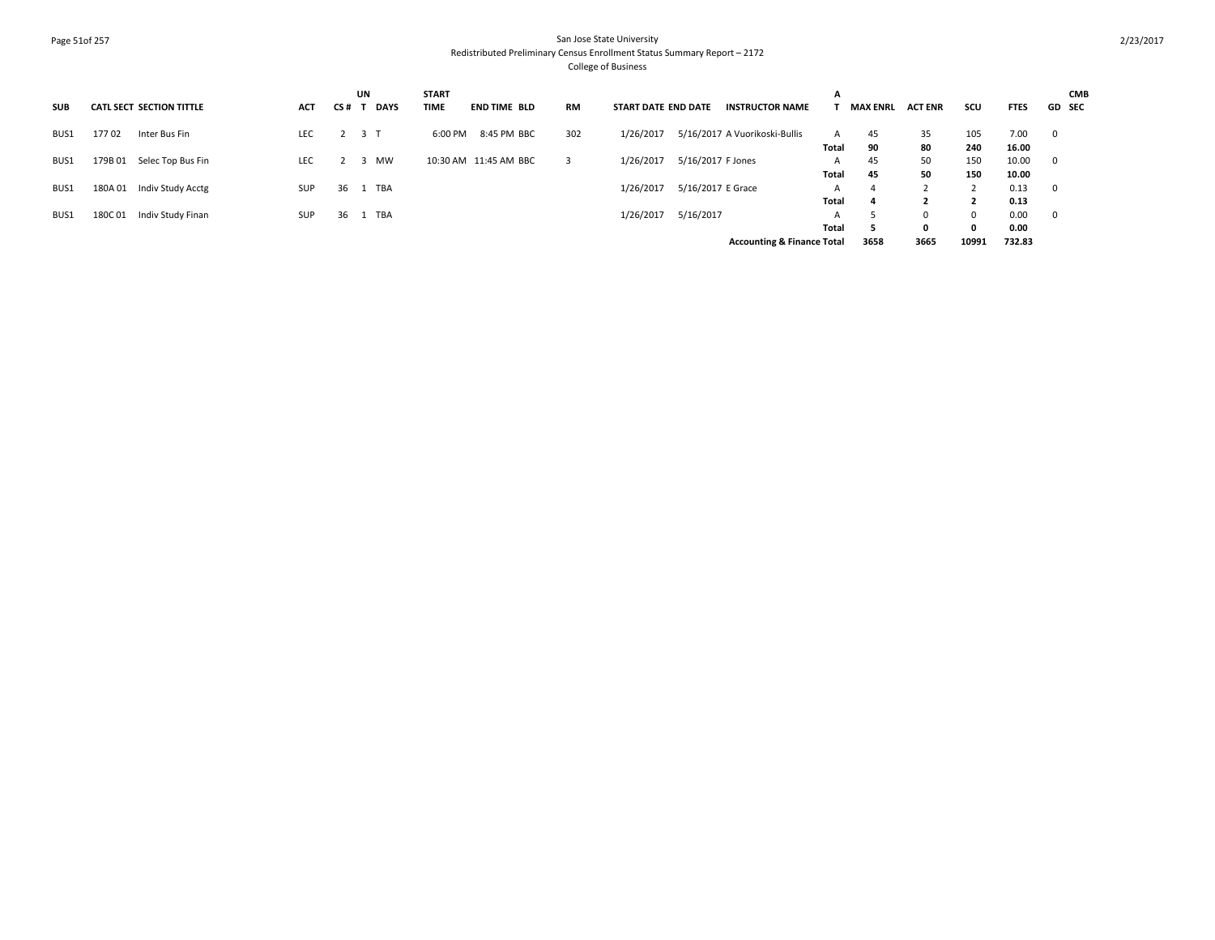San Jose State University
Redistributed Preliminary Census Enrollment Status Summary Report – 2172
College of Business

| SUB | CATL | SECT | SECTION TITTLE | ACT | CS # | UNT | DAYS | START TIME | END TIME | BLD | RM | START DATE | END DATE | INSTRUCTOR NAME | AT | MAX ENRL | ACT ENR | SCU | FTES | GD | CMB SEC |
|---|---|---|---|---|---|---|---|---|---|---|---|---|---|---|---|---|---|---|---|---|---|
| BUS1 | 177 | 02 | Inter Bus Fin | LEC | 2 | 3 | T | 6:00 PM | 8:45 PM | BBC | 302 | 1/26/2017 | 5/16/2017 | A Vuorikoski-Bullis | A | 45 | 35 | 105 | 7.00 | 0 | |
| | | | | | | | | | | | | | | | **Total** | **90** | **80** | **240** | **16.00** | | |
| BUS1 | 179B | 01 | Selec Top Bus Fin | LEC | 2 | 3 | MW | 10:30 AM | 11:45 AM | BBC | 3 | 1/26/2017 | 5/16/2017 | F Jones | A | 45 | 50 | 150 | 10.00 | 0 | |
| | | | | | | | | | | | | | | | **Total** | **45** | **50** | **150** | **10.00** | | |
| BUS1 | 180A | 01 | Indiv Study Acctg | SUP | 36 | 1 | TBA | | | | | 1/26/2017 | 5/16/2017 | E Grace | A | 4 | 2 | 2 | 0.13 | 0 | |
| | | | | | | | | | | | | | | | **Total** | **4** | **2** | **2** | **0.13** | | |
| BUS1 | 180C | 01 | Indiv Study Finan | SUP | 36 | 1 | TBA | | | | | 1/26/2017 | 5/16/2017 | | A | 5 | 0 | 0 | 0.00 | 0 | |
| | | | | | | | | | | | | | | | **Total** | **5** | **0** | **0** | **0.00** | | |
| | | | | | | | | | | | | | | **Accounting & Finance Total** | | **3658** | **3665** | **10991** | **732.83** | | |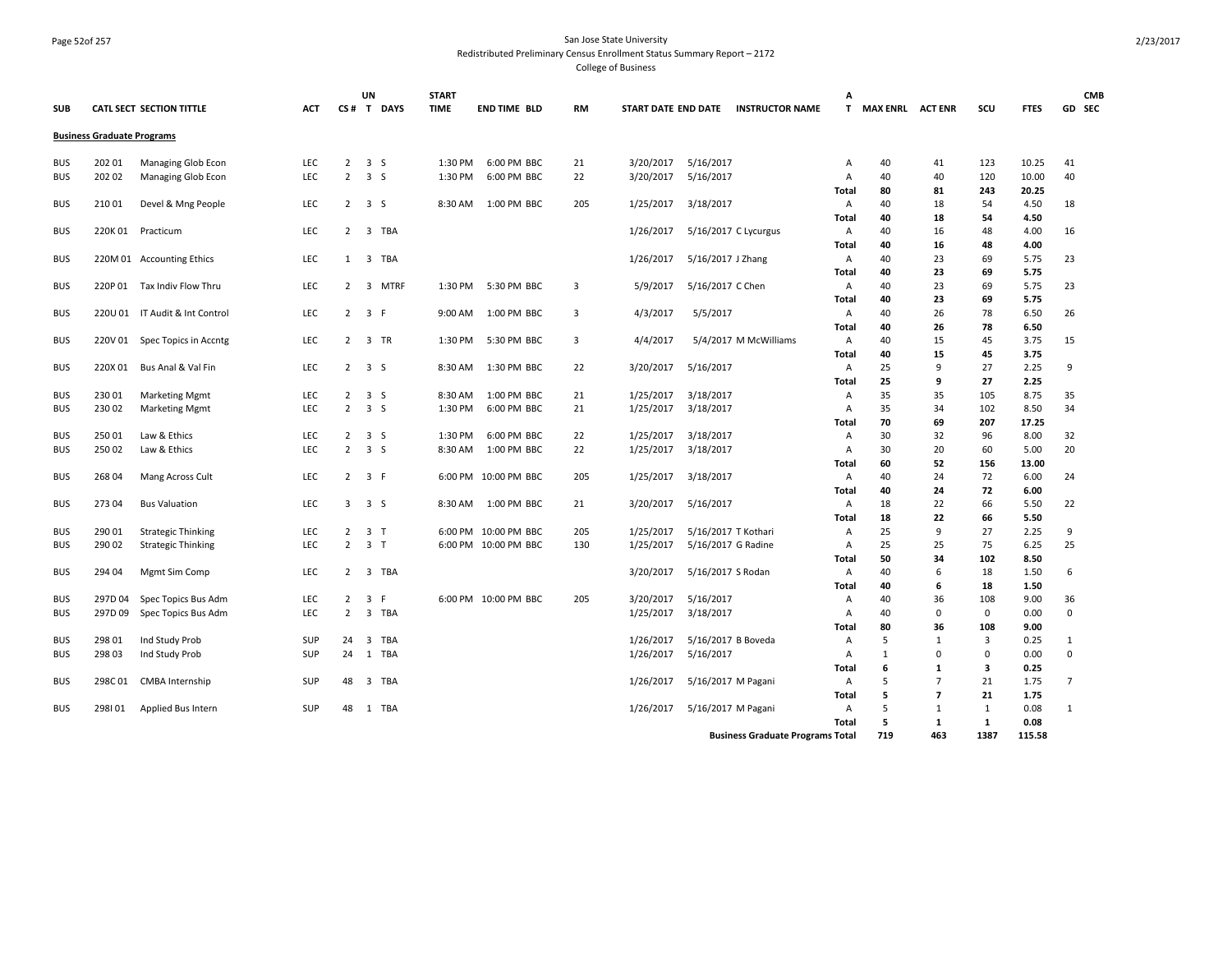San Jose State University
Redistributed Preliminary Census Enrollment Status Summary Report – 2172
College of Business

| SUB | CATL SECT | SECTION TITTLE | ACT | CS # | UN T | DAYS | START TIME | END TIME | BLD | RM | START DATE | END DATE | INSTRUCTOR NAME | AT | MAX ENRL | ACT ENR | SCU | FTES | GD | CMB SEC |
|---|---|---|---|---|---|---|---|---|---|---|---|---|---|---|---|---|---|---|---|---|
| **Business Graduate Programs** | | | | | | | | | | | | | | | | | | | | |
| BUS | 202 01 | Managing Glob Econ | LEC | 2 | 3 | S | 1:30 PM | 6:00 PM | BBC | 21 | 3/20/2017 | 5/16/2017 | | A | 40 | 41 | 123 | 10.25 | 41 | |
| BUS | 202 02 | Managing Glob Econ | LEC | 2 | 3 | S | 1:30 PM | 6:00 PM | BBC | 22 | 3/20/2017 | 5/16/2017 | | A | 40 | 40 | 120 | 10.00 | 40 | |
| | | | | | | | | | | | | | | **Total** | **80** | **81** | **243** | **20.25** | | |
| BUS | 210 01 | Devel & Mng People | LEC | 2 | 3 | S | 8:30 AM | 1:00 PM | BBC | 205 | 1/25/2017 | 3/18/2017 | | A | 40 | 18 | 54 | 4.50 | 18 | |
| | | | | | | | | | | | | | | **Total** | **40** | **18** | **54** | **4.50** | | |
| BUS | 220K 01 | Practicum | LEC | 2 | 3 | TBA | | | | | 1/26/2017 | 5/16/2017 | C Lycurgus | A | 40 | 16 | 48 | 4.00 | 16 | |
| | | | | | | | | | | | | | | **Total** | **40** | **16** | **48** | **4.00** | | |
| BUS | 220M 01 | Accounting Ethics | LEC | 1 | 3 | TBA | | | | | 1/26/2017 | 5/16/2017 | J Zhang | A | 40 | 23 | 69 | 5.75 | 23 | |
| | | | | | | | | | | | | | | **Total** | **40** | **23** | **69** | **5.75** | | |
| BUS | 220P 01 | Tax Indiv Flow Thru | LEC | 2 | 3 | MTRF | 1:30 PM | 5:30 PM | BBC | 3 | 5/9/2017 | 5/16/2017 | C Chen | A | 40 | 23 | 69 | 5.75 | 23 | |
| | | | | | | | | | | | | | | **Total** | **40** | **23** | **69** | **5.75** | | |
| BUS | 220U 01 | IT Audit & Int Control | LEC | 2 | 3 | F | 9:00 AM | 1:00 PM | BBC | 3 | 4/3/2017 | 5/5/2017 | | A | 40 | 26 | 78 | 6.50 | 26 | |
| | | | | | | | | | | | | | | **Total** | **40** | **26** | **78** | **6.50** | | |
| BUS | 220V 01 | Spec Topics in Accntg | LEC | 2 | 3 | TR | 1:30 PM | 5:30 PM | BBC | 3 | 4/4/2017 | 5/4/2017 | M McWilliams | A | 40 | 15 | 45 | 3.75 | 15 | |
| | | | | | | | | | | | | | | **Total** | **40** | **15** | **45** | **3.75** | | |
| BUS | 220X 01 | Bus Anal & Val Fin | LEC | 2 | 3 | S | 8:30 AM | 1:30 PM | BBC | 22 | 3/20/2017 | 5/16/2017 | | A | 25 | 9 | 27 | 2.25 | 9 | |
| | | | | | | | | | | | | | | **Total** | **25** | **9** | **27** | **2.25** | | |
| BUS | 230 01 | Marketing Mgmt | LEC | 2 | 3 | S | 8:30 AM | 1:00 PM | BBC | 21 | 1/25/2017 | 3/18/2017 | | A | 35 | 35 | 105 | 8.75 | 35 | |
| BUS | 230 02 | Marketing Mgmt | LEC | 2 | 3 | S | 1:30 PM | 6:00 PM | BBC | 21 | 1/25/2017 | 3/18/2017 | | A | 35 | 34 | 102 | 8.50 | 34 | |
| | | | | | | | | | | | | | | **Total** | **70** | **69** | **207** | **17.25** | | |
| BUS | 250 01 | Law & Ethics | LEC | 2 | 3 | S | 1:30 PM | 6:00 PM | BBC | 22 | 1/25/2017 | 3/18/2017 | | A | 30 | 32 | 96 | 8.00 | 32 | |
| BUS | 250 02 | Law & Ethics | LEC | 2 | 3 | S | 8:30 AM | 1:00 PM | BBC | 22 | 1/25/2017 | 3/18/2017 | | A | 30 | 20 | 60 | 5.00 | 20 | |
| | | | | | | | | | | | | | | **Total** | **60** | **52** | **156** | **13.00** | | |
| BUS | 268 04 | Mang Across Cult | LEC | 2 | 3 | F | 6:00 PM | 10:00 PM | BBC | 205 | 1/25/2017 | 3/18/2017 | | A | 40 | 24 | 72 | 6.00 | 24 | |
| | | | | | | | | | | | | | | **Total** | **40** | **24** | **72** | **6.00** | | |
| BUS | 273 04 | Bus Valuation | LEC | 3 | 3 | S | 8:30 AM | 1:00 PM | BBC | 21 | 3/20/2017 | 5/16/2017 | | A | 18 | 22 | 66 | 5.50 | 22 | |
| | | | | | | | | | | | | | | **Total** | **18** | **22** | **66** | **5.50** | | |
| BUS | 290 01 | Strategic Thinking | LEC | 2 | 3 | T | 6:00 PM | 10:00 PM | BBC | 205 | 1/25/2017 | 5/16/2017 | T Kothari | A | 25 | 9 | 27 | 2.25 | 9 | |
| BUS | 290 02 | Strategic Thinking | LEC | 2 | 3 | T | 6:00 PM | 10:00 PM | BBC | 130 | 1/25/2017 | 5/16/2017 | G Radine | A | 25 | 25 | 75 | 6.25 | 25 | |
| | | | | | | | | | | | | | | **Total** | **50** | **34** | **102** | **8.50** | | |
| BUS | 294 04 | Mgmt Sim Comp | LEC | 2 | 3 | TBA | | | | | 3/20/2017 | 5/16/2017 | S Rodan | A | 40 | 6 | 18 | 1.50 | 6 | |
| | | | | | | | | | | | | | | **Total** | **40** | **6** | **18** | **1.50** | | |
| BUS | 297D 04 | Spec Topics Bus Adm | LEC | 2 | 3 | F | 6:00 PM | 10:00 PM | BBC | 205 | 3/20/2017 | 5/16/2017 | | A | 40 | 36 | 108 | 9.00 | 36 | |
| BUS | 297D 09 | Spec Topics Bus Adm | LEC | 2 | 3 | TBA | | | | | 1/25/2017 | 3/18/2017 | | A | 40 | 0 | 0 | 0.00 | 0 | |
| | | | | | | | | | | | | | | **Total** | **80** | **36** | **108** | **9.00** | | |
| BUS | 298 01 | Ind Study Prob | SUP | 24 | 3 | TBA | | | | | 1/26/2017 | 5/16/2017 | B Boveda | A | 5 | 1 | 3 | 0.25 | 1 | |
| BUS | 298 03 | Ind Study Prob | SUP | 24 | 1 | TBA | | | | | 1/26/2017 | 5/16/2017 | | A | 1 | 0 | 0 | 0.00 | 0 | |
| | | | | | | | | | | | | | | **Total** | **6** | **1** | **3** | **0.25** | | |
| BUS | 298C 01 | CMBA Internship | SUP | 48 | 3 | TBA | | | | | 1/26/2017 | 5/16/2017 | M Pagani | A | 5 | 7 | 21 | 1.75 | 7 | |
| | | | | | | | | | | | | | | **Total** | **5** | **7** | **21** | **1.75** | | |
| BUS | 298I 01 | Applied Bus Intern | SUP | 48 | 1 | TBA | | | | | 1/26/2017 | 5/16/2017 | M Pagani | A | 5 | 1 | 1 | 0.08 | 1 | |
| | | | | | | | | | | | | | | **Total** | **5** | **1** | **1** | **0.08** | | |
| | | | | | | | | | | | | | **Business Graduate Programs Total** | | **719** | **463** | **1387** | **115.58** | | |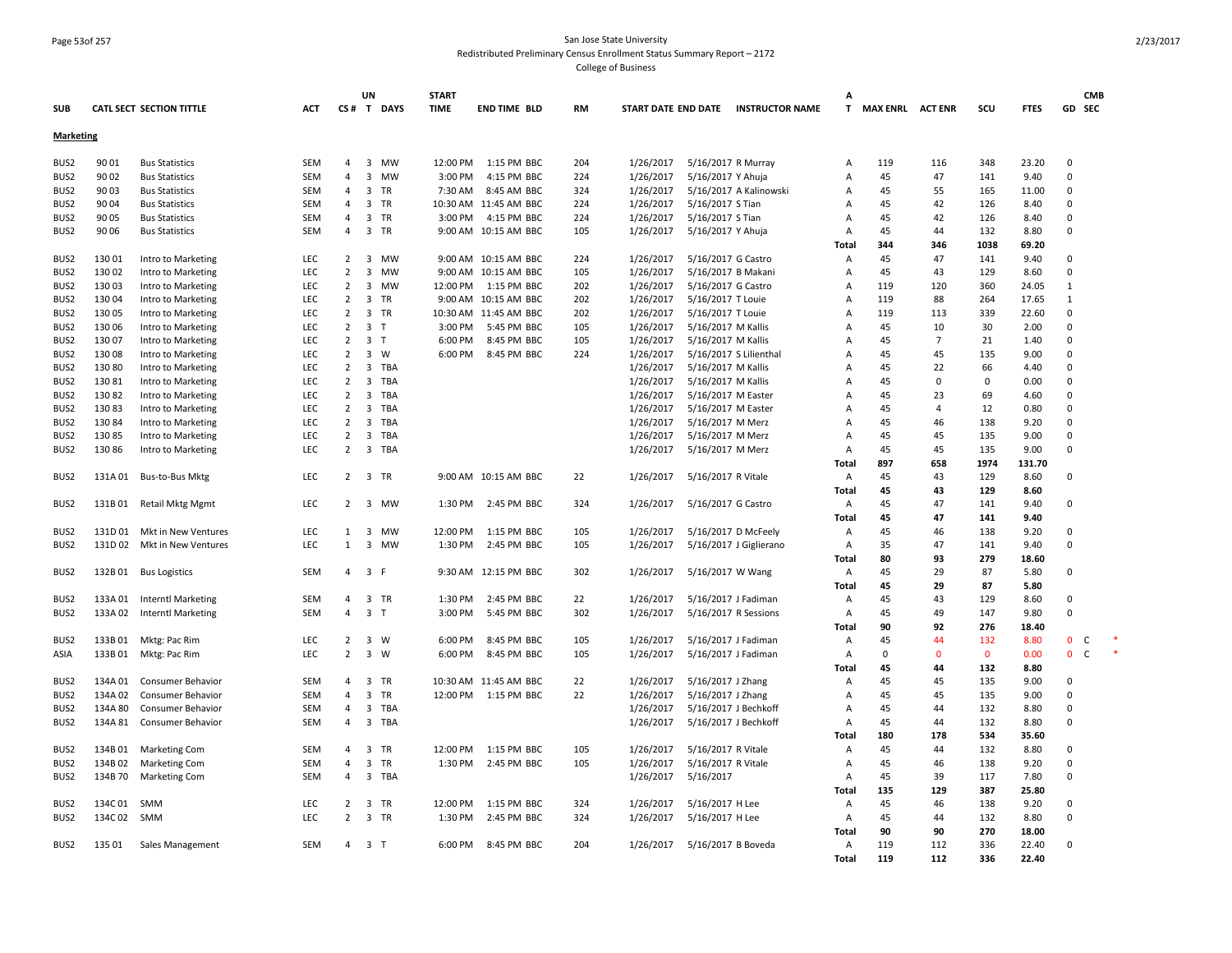San Jose State University
Redistributed Preliminary Census Enrollment Status Summary Report – 2172
College of Business

| SUB | CATL SECT | SECTION TITTLE | ACT | CS # | UN T | DAYS | START TIME | END TIME | BLD | RM | START DATE | END DATE | INSTRUCTOR NAME | A T | MAX ENRL | ACT ENR | SCU | FTES | GD | CMB SEC | |
|---|---|---|---|---|---|---|---|---|---|---|---|---|---|---|---|---|---|---|---|---|---|
| **Marketing** | | | | | | | | | | | | | | | | | | | | | |
| BUS2 | 90 01 | Bus Statistics | SEM | 4 | 3 | MW | 12:00 PM | 1:15 PM | BBC | 204 | 1/26/2017 | 5/16/2017 | R Murray | A | 119 | 116 | 348 | 23.20 | 0 | | |
| BUS2 | 90 02 | Bus Statistics | SEM | 4 | 3 | MW | 3:00 PM | 4:15 PM | BBC | 224 | 1/26/2017 | 5/16/2017 | Y Ahuja | A | 45 | 47 | 141 | 9.40 | 0 | | |
| BUS2 | 90 03 | Bus Statistics | SEM | 4 | 3 | TR | 7:30 AM | 8:45 AM | BBC | 324 | 1/26/2017 | 5/16/2017 | A Kalinowski | A | 45 | 55 | 165 | 11.00 | 0 | | |
| BUS2 | 90 04 | Bus Statistics | SEM | 4 | 3 | TR | 10:30 AM | 11:45 AM | BBC | 224 | 1/26/2017 | 5/16/2017 | S Tian | A | 45 | 42 | 126 | 8.40 | 0 | | |
| BUS2 | 90 05 | Bus Statistics | SEM | 4 | 3 | TR | 3:00 PM | 4:15 PM | BBC | 224 | 1/26/2017 | 5/16/2017 | S Tian | A | 45 | 42 | 126 | 8.40 | 0 | | |
| BUS2 | 90 06 | Bus Statistics | SEM | 4 | 3 | TR | 9:00 AM | 10:15 AM | BBC | 105 | 1/26/2017 | 5/16/2017 | Y Ahuja | A | 45 | 44 | 132 | 8.80 | 0 | | |
| | | | | | | | | | | | | | | **Total** | **344** | **346** | **1038** | **69.20** | | | |
| BUS2 | 130 01 | Intro to Marketing | LEC | 2 | 3 | MW | 9:00 AM | 10:15 AM | BBC | 224 | 1/26/2017 | 5/16/2017 | G Castro | A | 45 | 47 | 141 | 9.40 | 0 | | |
| BUS2 | 130 02 | Intro to Marketing | LEC | 2 | 3 | MW | 9:00 AM | 10:15 AM | BBC | 105 | 1/26/2017 | 5/16/2017 | B Makani | A | 45 | 43 | 129 | 8.60 | 0 | | |
| BUS2 | 130 03 | Intro to Marketing | LEC | 2 | 3 | MW | 12:00 PM | 1:15 PM | BBC | 202 | 1/26/2017 | 5/16/2017 | G Castro | A | 119 | 120 | 360 | 24.05 | 1 | | |
| BUS2 | 130 04 | Intro to Marketing | LEC | 2 | 3 | TR | 9:00 AM | 10:15 AM | BBC | 202 | 1/26/2017 | 5/16/2017 | T Louie | A | 119 | 88 | 264 | 17.65 | 1 | | |
| BUS2 | 130 05 | Intro to Marketing | LEC | 2 | 3 | TR | 10:30 AM | 11:45 AM | BBC | 202 | 1/26/2017 | 5/16/2017 | T Louie | A | 119 | 113 | 339 | 22.60 | 0 | | |
| BUS2 | 130 06 | Intro to Marketing | LEC | 2 | 3 | T | 3:00 PM | 5:45 PM | BBC | 105 | 1/26/2017 | 5/16/2017 | M Kallis | A | 45 | 10 | 30 | 2.00 | 0 | | |
| BUS2 | 130 07 | Intro to Marketing | LEC | 2 | 3 | T | 6:00 PM | 8:45 PM | BBC | 105 | 1/26/2017 | 5/16/2017 | M Kallis | A | 45 | 7 | 21 | 1.40 | 0 | | |
| BUS2 | 130 08 | Intro to Marketing | LEC | 2 | 3 | W | 6:00 PM | 8:45 PM | BBC | 224 | 1/26/2017 | 5/16/2017 | S Lilienthal | A | 45 | 45 | 135 | 9.00 | 0 | | |
| BUS2 | 130 80 | Intro to Marketing | LEC | 2 | 3 | TBA | | | | | 1/26/2017 | 5/16/2017 | M Kallis | A | 45 | 22 | 66 | 4.40 | 0 | | |
| BUS2 | 130 81 | Intro to Marketing | LEC | 2 | 3 | TBA | | | | | 1/26/2017 | 5/16/2017 | M Kallis | A | 45 | 0 | 0 | 0.00 | 0 | | |
| BUS2 | 130 82 | Intro to Marketing | LEC | 2 | 3 | TBA | | | | | 1/26/2017 | 5/16/2017 | M Easter | A | 45 | 23 | 69 | 4.60 | 0 | | |
| BUS2 | 130 83 | Intro to Marketing | LEC | 2 | 3 | TBA | | | | | 1/26/2017 | 5/16/2017 | M Easter | A | 45 | 4 | 12 | 0.80 | 0 | | |
| BUS2 | 130 84 | Intro to Marketing | LEC | 2 | 3 | TBA | | | | | 1/26/2017 | 5/16/2017 | M Merz | A | 45 | 46 | 138 | 9.20 | 0 | | |
| BUS2 | 130 85 | Intro to Marketing | LEC | 2 | 3 | TBA | | | | | 1/26/2017 | 5/16/2017 | M Merz | A | 45 | 45 | 135 | 9.00 | 0 | | |
| BUS2 | 130 86 | Intro to Marketing | LEC | 2 | 3 | TBA | | | | | 1/26/2017 | 5/16/2017 | M Merz | A | 45 | 45 | 135 | 9.00 | 0 | | |
| | | | | | | | | | | | | | | **Total** | **897** | **658** | **1974** | **131.70** | | | |
| BUS2 | 131A 01 | Bus-to-Bus Mktg | LEC | 2 | 3 | TR | 9:00 AM | 10:15 AM | BBC | 22 | 1/26/2017 | 5/16/2017 | R Vitale | A | 45 | 43 | 129 | 8.60 | 0 | | |
| | | | | | | | | | | | | | | **Total** | **45** | **43** | **129** | **8.60** | | | |
| BUS2 | 131B 01 | Retail Mktg Mgmt | LEC | 2 | 3 | MW | 1:30 PM | 2:45 PM | BBC | 324 | 1/26/2017 | 5/16/2017 | G Castro | A | 45 | 47 | 141 | 9.40 | 0 | | |
| | | | | | | | | | | | | | | **Total** | **45** | **47** | **141** | **9.40** | | | |
| BUS2 | 131D 01 | Mkt in New Ventures | LEC | 1 | 3 | MW | 12:00 PM | 1:15 PM | BBC | 105 | 1/26/2017 | 5/16/2017 | D McFeely | A | 45 | 46 | 138 | 9.20 | 0 | | |
| BUS2 | 131D 02 | Mkt in New Ventures | LEC | 1 | 3 | MW | 1:30 PM | 2:45 PM | BBC | 105 | 1/26/2017 | 5/16/2017 | J Giglierano | A | 35 | 47 | 141 | 9.40 | 0 | | |
| | | | | | | | | | | | | | | **Total** | **80** | **93** | **279** | **18.60** | | | |
| BUS2 | 132B 01 | Bus Logistics | SEM | 4 | 3 | F | 9:30 AM | 12:15 PM | BBC | 302 | 1/26/2017 | 5/16/2017 | W Wang | A | 45 | 29 | 87 | 5.80 | 0 | | |
| | | | | | | | | | | | | | | **Total** | **45** | **29** | **87** | **5.80** | | | |
| BUS2 | 133A 01 | Interntl Marketing | SEM | 4 | 3 | TR | 1:30 PM | 2:45 PM | BBC | 22 | 1/26/2017 | 5/16/2017 | J Fadiman | A | 45 | 43 | 129 | 8.60 | 0 | | |
| BUS2 | 133A 02 | Interntl Marketing | SEM | 4 | 3 | T | 3:00 PM | 5:45 PM | BBC | 302 | 1/26/2017 | 5/16/2017 | R Sessions | A | 45 | 49 | 147 | 9.80 | 0 | | |
| | | | | | | | | | | | | | | **Total** | **90** | **92** | **276** | **18.40** | | | |
| BUS2 | 133B 01 | Mktg: Pac Rim | LEC | 2 | 3 | W | 6:00 PM | 8:45 PM | BBC | 105 | 1/26/2017 | 5/16/2017 | J Fadiman | A | 45 | 44 | 132 | 8.80 | 0 | C | * |
| ASIA | 133B 01 | Mktg: Pac Rim | LEC | 2 | 3 | W | 6:00 PM | 8:45 PM | BBC | 105 | 1/26/2017 | 5/16/2017 | J Fadiman | A | 0 | 0 | 0 | 0.00 | 0 | C | * |
| | | | | | | | | | | | | | | **Total** | **45** | **44** | **132** | **8.80** | | | |
| BUS2 | 134A 01 | Consumer Behavior | SEM | 4 | 3 | TR | 10:30 AM | 11:45 AM | BBC | 22 | 1/26/2017 | 5/16/2017 | J Zhang | A | 45 | 45 | 135 | 9.00 | 0 | | |
| BUS2 | 134A 02 | Consumer Behavior | SEM | 4 | 3 | TR | 12:00 PM | 1:15 PM | BBC | 22 | 1/26/2017 | 5/16/2017 | J Zhang | A | 45 | 45 | 135 | 9.00 | 0 | | |
| BUS2 | 134A 80 | Consumer Behavior | SEM | 4 | 3 | TBA | | | | | 1/26/2017 | 5/16/2017 | J Bechkoff | A | 45 | 44 | 132 | 8.80 | 0 | | |
| BUS2 | 134A 81 | Consumer Behavior | SEM | 4 | 3 | TBA | | | | | 1/26/2017 | 5/16/2017 | J Bechkoff | A | 45 | 44 | 132 | 8.80 | 0 | | |
| | | | | | | | | | | | | | | **Total** | **180** | **178** | **534** | **35.60** | | | |
| BUS2 | 134B 01 | Marketing Com | SEM | 4 | 3 | TR | 12:00 PM | 1:15 PM | BBC | 105 | 1/26/2017 | 5/16/2017 | R Vitale | A | 45 | 44 | 132 | 8.80 | 0 | | |
| BUS2 | 134B 02 | Marketing Com | SEM | 4 | 3 | TR | 1:30 PM | 2:45 PM | BBC | 105 | 1/26/2017 | 5/16/2017 | R Vitale | A | 45 | 46 | 138 | 9.20 | 0 | | |
| BUS2 | 134B 70 | Marketing Com | SEM | 4 | 3 | TBA | | | | | 1/26/2017 | 5/16/2017 | | A | 45 | 39 | 117 | 7.80 | 0 | | |
| | | | | | | | | | | | | | | **Total** | **135** | **129** | **387** | **25.80** | | | |
| BUS2 | 134C 01 | SMM | LEC | 2 | 3 | TR | 12:00 PM | 1:15 PM | BBC | 324 | 1/26/2017 | 5/16/2017 | H Lee | A | 45 | 46 | 138 | 9.20 | 0 | | |
| BUS2 | 134C 02 | SMM | LEC | 2 | 3 | TR | 1:30 PM | 2:45 PM | BBC | 324 | 1/26/2017 | 5/16/2017 | H Lee | A | 45 | 44 | 132 | 8.80 | 0 | | |
| | | | | | | | | | | | | | | **Total** | **90** | **90** | **270** | **18.00** | | | |
| BUS2 | 135 01 | Sales Management | SEM | 4 | 3 | T | 6:00 PM | 8:45 PM | BBC | 204 | 1/26/2017 | 5/16/2017 | B Boveda | A | 119 | 112 | 336 | 22.40 | 0 | | |
| | | | | | | | | | | | | | | **Total** | **119** | **112** | **336** | **22.40** | | | |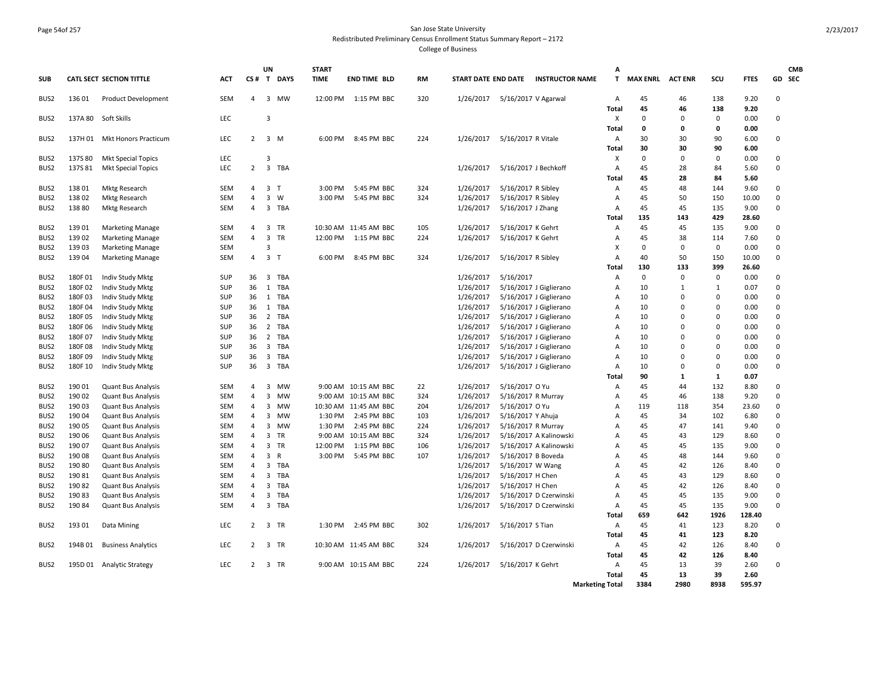San Jose State University
Redistributed Preliminary Census Enrollment Status Summary Report – 2172
College of Business

| SUB | CATL SECT | SECTION TITTLE | ACT | CS # | UN T | DAYS | START TIME | END TIME | BLD | RM | START DATE | END DATE | INSTRUCTOR NAME | A T | MAX ENRL | ACT ENR | SCU | FTES | GD | CMB SEC |
|---|---|---|---|---|---|---|---|---|---|---|---|---|---|---|---|---|---|---|---|---|
| BUS2 | 136 01 | Product Development | SEM | 4 | 3 | MW | 12:00 PM | 1:15 PM | BBC | 320 | 1/26/2017 | 5/16/2017 | V Agarwal | A | 45 | 46 | 138 | 9.20 | 0 | |
| | | | | | | | | | | | | | | Total | 45 | 46 | 138 | 9.20 | | |
| BUS2 | 137A 80 | Soft Skills | LEC | | 3 | | | | | | | | | X | 0 | 0 | 0 | 0.00 | 0 | |
| | | | | | | | | | | | | | | Total | 0 | 0 | 0 | 0.00 | | |
| BUS2 | 137H 01 | Mkt Honors Practicum | LEC | 2 | 3 | M | 6:00 PM | 8:45 PM | BBC | 224 | 1/26/2017 | 5/16/2017 | R Vitale | A | 30 | 30 | 90 | 6.00 | 0 | |
| | | | | | | | | | | | | | | Total | 30 | 30 | 90 | 6.00 | | |
| BUS2 | 137S 80 | Mkt Special Topics | LEC | | 3 | | | | | | | | | X | 0 | 0 | 0 | 0.00 | 0 | |
| BUS2 | 137S 81 | Mkt Special Topics | LEC | 2 | 3 | TBA | | | | | 1/26/2017 | 5/16/2017 | J Bechkoff | A | 45 | 28 | 84 | 5.60 | 0 | |
| | | | | | | | | | | | | | | Total | 45 | 28 | 84 | 5.60 | | |
| BUS2 | 138 01 | Mktg Research | SEM | 4 | 3 | T | 3:00 PM | 5:45 PM | BBC | 324 | 1/26/2017 | 5/16/2017 | R Sibley | A | 45 | 48 | 144 | 9.60 | 0 | |
| BUS2 | 138 02 | Mktg Research | SEM | 4 | 3 | W | 3:00 PM | 5:45 PM | BBC | 324 | 1/26/2017 | 5/16/2017 | R Sibley | A | 45 | 50 | 150 | 10.00 | 0 | |
| BUS2 | 138 80 | Mktg Research | SEM | 4 | 3 | TBA | | | | | 1/26/2017 | 5/16/2017 | J Zhang | A | 45 | 45 | 135 | 9.00 | 0 | |
| | | | | | | | | | | | | | | Total | 135 | 143 | 429 | 28.60 | | |
| BUS2 | 139 01 | Marketing Manage | SEM | 4 | 3 | TR | 10:30 AM | 11:45 AM | BBC | 105 | 1/26/2017 | 5/16/2017 | K Gehrt | A | 45 | 45 | 135 | 9.00 | 0 | |
| BUS2 | 139 02 | Marketing Manage | SEM | 4 | 3 | TR | 12:00 PM | 1:15 PM | BBC | 224 | 1/26/2017 | 5/16/2017 | K Gehrt | A | 45 | 38 | 114 | 7.60 | 0 | |
| BUS2 | 139 03 | Marketing Manage | SEM | | 3 | | | | | | | | | X | 0 | 0 | 0 | 0.00 | 0 | |
| BUS2 | 139 04 | Marketing Manage | SEM | 4 | 3 | T | 6:00 PM | 8:45 PM | BBC | 324 | 1/26/2017 | 5/16/2017 | R Sibley | A | 40 | 50 | 150 | 10.00 | 0 | |
| | | | | | | | | | | | | | | Total | 130 | 133 | 399 | 26.60 | | |
| BUS2 | 180F 01 | Indiv Study Mktg | SUP | 36 | 3 | TBA | | | | | 1/26/2017 | 5/16/2017 | | A | 0 | 0 | 0 | 0.00 | 0 | |
| BUS2 | 180F 02 | Indiv Study Mktg | SUP | 36 | 1 | TBA | | | | | 1/26/2017 | 5/16/2017 | J Giglierano | A | 10 | 1 | 1 | 0.07 | 0 | |
| BUS2 | 180F 03 | Indiv Study Mktg | SUP | 36 | 1 | TBA | | | | | 1/26/2017 | 5/16/2017 | J Giglierano | A | 10 | 0 | 0 | 0.00 | 0 | |
| BUS2 | 180F 04 | Indiv Study Mktg | SUP | 36 | 1 | TBA | | | | | 1/26/2017 | 5/16/2017 | J Giglierano | A | 10 | 0 | 0 | 0.00 | 0 | |
| BUS2 | 180F 05 | Indiv Study Mktg | SUP | 36 | 2 | TBA | | | | | 1/26/2017 | 5/16/2017 | J Giglierano | A | 10 | 0 | 0 | 0.00 | 0 | |
| BUS2 | 180F 06 | Indiv Study Mktg | SUP | 36 | 2 | TBA | | | | | 1/26/2017 | 5/16/2017 | J Giglierano | A | 10 | 0 | 0 | 0.00 | 0 | |
| BUS2 | 180F 07 | Indiv Study Mktg | SUP | 36 | 2 | TBA | | | | | 1/26/2017 | 5/16/2017 | J Giglierano | A | 10 | 0 | 0 | 0.00 | 0 | |
| BUS2 | 180F 08 | Indiv Study Mktg | SUP | 36 | 3 | TBA | | | | | 1/26/2017 | 5/16/2017 | J Giglierano | A | 10 | 0 | 0 | 0.00 | 0 | |
| BUS2 | 180F 09 | Indiv Study Mktg | SUP | 36 | 3 | TBA | | | | | 1/26/2017 | 5/16/2017 | J Giglierano | A | 10 | 0 | 0 | 0.00 | 0 | |
| BUS2 | 180F 10 | Indiv Study Mktg | SUP | 36 | 3 | TBA | | | | | 1/26/2017 | 5/16/2017 | J Giglierano | A | 10 | 0 | 0 | 0.00 | 0 | |
| | | | | | | | | | | | | | | Total | 90 | 1 | 1 | 0.07 | | |
| BUS2 | 190 01 | Quant Bus Analysis | SEM | 4 | 3 | MW | 9:00 AM | 10:15 AM | BBC | 22 | 1/26/2017 | 5/16/2017 | O Yu | A | 45 | 44 | 132 | 8.80 | 0 | |
| BUS2 | 190 02 | Quant Bus Analysis | SEM | 4 | 3 | MW | 9:00 AM | 10:15 AM | BBC | 324 | 1/26/2017 | 5/16/2017 | R Murray | A | 45 | 46 | 138 | 9.20 | 0 | |
| BUS2 | 190 03 | Quant Bus Analysis | SEM | 4 | 3 | MW | 10:30 AM | 11:45 AM | BBC | 204 | 1/26/2017 | 5/16/2017 | O Yu | A | 119 | 118 | 354 | 23.60 | 0 | |
| BUS2 | 190 04 | Quant Bus Analysis | SEM | 4 | 3 | MW | 1:30 PM | 2:45 PM | BBC | 103 | 1/26/2017 | 5/16/2017 | Y Ahuja | A | 45 | 34 | 102 | 6.80 | 0 | |
| BUS2 | 190 05 | Quant Bus Analysis | SEM | 4 | 3 | MW | 1:30 PM | 2:45 PM | BBC | 224 | 1/26/2017 | 5/16/2017 | R Murray | A | 45 | 47 | 141 | 9.40 | 0 | |
| BUS2 | 190 06 | Quant Bus Analysis | SEM | 4 | 3 | TR | 9:00 AM | 10:15 AM | BBC | 324 | 1/26/2017 | 5/16/2017 | A Kalinowski | A | 45 | 43 | 129 | 8.60 | 0 | |
| BUS2 | 190 07 | Quant Bus Analysis | SEM | 4 | 3 | TR | 12:00 PM | 1:15 PM | BBC | 106 | 1/26/2017 | 5/16/2017 | A Kalinowski | A | 45 | 45 | 135 | 9.00 | 0 | |
| BUS2 | 190 08 | Quant Bus Analysis | SEM | 4 | 3 | R | 3:00 PM | 5:45 PM | BBC | 107 | 1/26/2017 | 5/16/2017 | B Boveda | A | 45 | 48 | 144 | 9.60 | 0 | |
| BUS2 | 190 80 | Quant Bus Analysis | SEM | 4 | 3 | TBA | | | | | 1/26/2017 | 5/16/2017 | W Wang | A | 45 | 42 | 126 | 8.40 | 0 | |
| BUS2 | 190 81 | Quant Bus Analysis | SEM | 4 | 3 | TBA | | | | | 1/26/2017 | 5/16/2017 | H Chen | A | 45 | 43 | 129 | 8.60 | 0 | |
| BUS2 | 190 82 | Quant Bus Analysis | SEM | 4 | 3 | TBA | | | | | 1/26/2017 | 5/16/2017 | H Chen | A | 45 | 42 | 126 | 8.40 | 0 | |
| BUS2 | 190 83 | Quant Bus Analysis | SEM | 4 | 3 | TBA | | | | | 1/26/2017 | 5/16/2017 | D Czerwinski | A | 45 | 45 | 135 | 9.00 | 0 | |
| BUS2 | 190 84 | Quant Bus Analysis | SEM | 4 | 3 | TBA | | | | | 1/26/2017 | 5/16/2017 | D Czerwinski | A | 45 | 45 | 135 | 9.00 | 0 | |
| | | | | | | | | | | | | | | Total | 659 | 642 | 1926 | 128.40 | | |
| BUS2 | 193 01 | Data Mining | LEC | 2 | 3 | TR | 1:30 PM | 2:45 PM | BBC | 302 | 1/26/2017 | 5/16/2017 | S Tian | A | 45 | 41 | 123 | 8.20 | 0 | |
| | | | | | | | | | | | | | | Total | 45 | 41 | 123 | 8.20 | | |
| BUS2 | 194B 01 | Business Analytics | LEC | 2 | 3 | TR | 10:30 AM | 11:45 AM | BBC | 324 | 1/26/2017 | 5/16/2017 | D Czerwinski | A | 45 | 42 | 126 | 8.40 | 0 | |
| | | | | | | | | | | | | | | Total | 45 | 42 | 126 | 8.40 | | |
| BUS2 | 195D 01 | Analytic Strategy | LEC | 2 | 3 | TR | 9:00 AM | 10:15 AM | BBC | 224 | 1/26/2017 | 5/16/2017 | K Gehrt | A | 45 | 13 | 39 | 2.60 | 0 | |
| | | | | | | | | | | | | | | Total | 45 | 13 | 39 | 2.60 | | |
| | | | | | | | | | | | | | | Marketing Total | 3384 | 2980 | 8938 | 595.97 | | |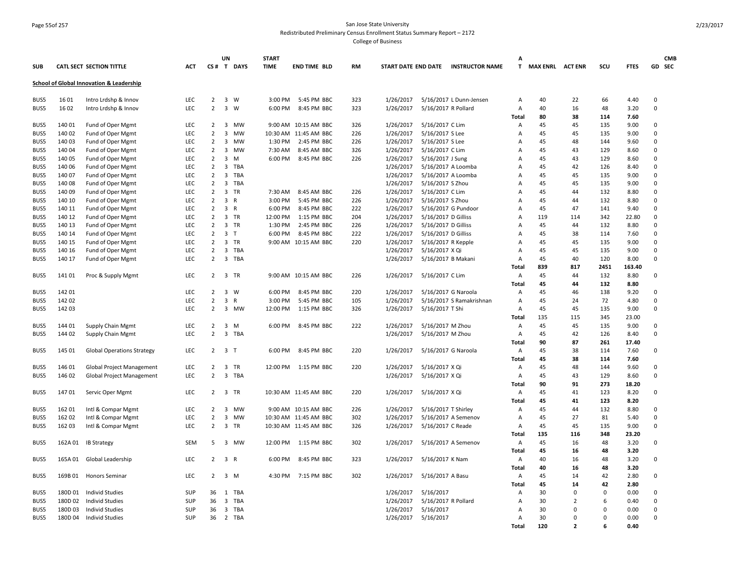San Jose State University
Redistributed Preliminary Census Enrollment Status Summary Report – 2172
College of Business

| SUB | CATL SECT | SECTION TITTLE | ACT | CS # | UN T | DAYS | START TIME | END TIME | BLD | RM | START DATE | END DATE | INSTRUCTOR NAME | A T | MAX ENRL | ACT ENR | SCU | FTES | GD | CMB SEC |
|---|---|---|---|---|---|---|---|---|---|---|---|---|---|---|---|---|---|---|---|---|
| **School of Global Innovation & Leadership** | | | | | | | | | | | | | | | | | | | | |
| BUS5 | 16 01 | Intro Lrdshp & Innov | LEC | 2 | 3 | W | 3:00 PM | 5:45 PM | BBC | 323 | 1/26/2017 | 5/16/2017 | L Dunn-Jensen | A | 40 | 22 | 66 | 4.40 | 0 | |
| BUS5 | 16 02 | Intro Lrdshp & Innov | LEC | 2 | 3 | W | 6:00 PM | 8:45 PM | BBC | 323 | 1/26/2017 | 5/16/2017 | R Pollard | A | 40 | 16 | 48 | 3.20 | 0 | |
| | | | | | | | | | | | | | | **Total** | **80** | **38** | **114** | **7.60** | | |
| BUS5 | 140 01 | Fund of Oper Mgmt | LEC | 2 | 3 | MW | 9:00 AM | 10:15 AM | BBC | 326 | 1/26/2017 | 5/16/2017 | C Lim | A | 45 | 45 | 135 | 9.00 | 0 | |
| BUS5 | 140 02 | Fund of Oper Mgmt | LEC | 2 | 3 | MW | 10:30 AM | 11:45 AM | BBC | 226 | 1/26/2017 | 5/16/2017 | S Lee | A | 45 | 45 | 135 | 9.00 | 0 | |
| BUS5 | 140 03 | Fund of Oper Mgmt | LEC | 2 | 3 | MW | 1:30 PM | 2:45 PM | BBC | 226 | 1/26/2017 | 5/16/2017 | S Lee | A | 45 | 48 | 144 | 9.60 | 0 | |
| BUS5 | 140 04 | Fund of Oper Mgmt | LEC | 2 | 3 | MW | 7:30 AM | 8:45 AM | BBC | 326 | 1/26/2017 | 5/16/2017 | C Lim | A | 45 | 43 | 129 | 8.60 | 0 | |
| BUS5 | 140 05 | Fund of Oper Mgmt | LEC | 2 | 3 | M | 6:00 PM | 8:45 PM | BBC | 226 | 1/26/2017 | 5/16/2017 | J Sung | A | 45 | 43 | 129 | 8.60 | 0 | |
| BUS5 | 140 06 | Fund of Oper Mgmt | LEC | 2 | 3 | TBA | | | | | 1/26/2017 | 5/16/2017 | A Loomba | A | 45 | 42 | 126 | 8.40 | 0 | |
| BUS5 | 140 07 | Fund of Oper Mgmt | LEC | 2 | 3 | TBA | | | | | 1/26/2017 | 5/16/2017 | A Loomba | A | 45 | 45 | 135 | 9.00 | 0 | |
| BUS5 | 140 08 | Fund of Oper Mgmt | LEC | 2 | 3 | TBA | | | | | 1/26/2017 | 5/16/2017 | S Zhou | A | 45 | 45 | 135 | 9.00 | 0 | |
| BUS5 | 140 09 | Fund of Oper Mgmt | LEC | 2 | 3 | TR | 7:30 AM | 8:45 AM | BBC | 226 | 1/26/2017 | 5/16/2017 | C Lim | A | 45 | 44 | 132 | 8.80 | 0 | |
| BUS5 | 140 10 | Fund of Oper Mgmt | LEC | 2 | 3 | R | 3:00 PM | 5:45 PM | BBC | 226 | 1/26/2017 | 5/16/2017 | S Zhou | A | 45 | 44 | 132 | 8.80 | 0 | |
| BUS5 | 140 11 | Fund of Oper Mgmt | LEC | 2 | 3 | R | 6:00 PM | 8:45 PM | BBC | 222 | 1/26/2017 | 5/16/2017 | G Pundoor | A | 45 | 47 | 141 | 9.40 | 0 | |
| BUS5 | 140 12 | Fund of Oper Mgmt | LEC | 2 | 3 | TR | 12:00 PM | 1:15 PM | BBC | 204 | 1/26/2017 | 5/16/2017 | D Gilliss | A | 119 | 114 | 342 | 22.80 | 0 | |
| BUS5 | 140 13 | Fund of Oper Mgmt | LEC | 2 | 3 | TR | 1:30 PM | 2:45 PM | BBC | 226 | 1/26/2017 | 5/16/2017 | D Gilliss | A | 45 | 44 | 132 | 8.80 | 0 | |
| BUS5 | 140 14 | Fund of Oper Mgmt | LEC | 2 | 3 | T | 6:00 PM | 8:45 PM | BBC | 222 | 1/26/2017 | 5/16/2017 | D Gilliss | A | 45 | 38 | 114 | 7.60 | 0 | |
| BUS5 | 140 15 | Fund of Oper Mgmt | LEC | 2 | 3 | TR | 9:00 AM | 10:15 AM | BBC | 220 | 1/26/2017 | 5/16/2017 | R Kepple | A | 45 | 45 | 135 | 9.00 | 0 | |
| BUS5 | 140 16 | Fund of Oper Mgmt | LEC | 2 | 3 | TBA | | | | | 1/26/2017 | 5/16/2017 | X Qi | A | 45 | 45 | 135 | 9.00 | 0 | |
| BUS5 | 140 17 | Fund of Oper Mgmt | LEC | 2 | 3 | TBA | | | | | 1/26/2017 | 5/16/2017 | B Makani | A | 45 | 40 | 120 | 8.00 | 0 | |
| | | | | | | | | | | | | | | **Total** | **839** | **817** | **2451** | **163.40** | | |
| BUS5 | 141 01 | Proc & Supply Mgmt | LEC | 2 | 3 | TR | 9:00 AM | 10:15 AM | BBC | 226 | 1/26/2017 | 5/16/2017 | C Lim | A | 45 | 44 | 132 | 8.80 | 0 | |
| | | | | | | | | | | | | | | **Total** | **45** | **44** | **132** | **8.80** | | |
| BUS5 | 142 01 | | LEC | 2 | 3 | W | 6:00 PM | 8:45 PM | BBC | 220 | 1/26/2017 | 5/16/2017 | G Naroola | A | 45 | 46 | 138 | 9.20 | 0 | |
| BUS5 | 142 02 | | LEC | 2 | 3 | R | 3:00 PM | 5:45 PM | BBC | 105 | 1/26/2017 | 5/16/2017 | S Ramakrishnan | A | 45 | 24 | 72 | 4.80 | 0 | |
| BUS5 | 142 03 | | LEC | 2 | 3 | MW | 12:00 PM | 1:15 PM | BBC | 326 | 1/26/2017 | 5/16/2017 | T Shi | A | 45 | 45 | 135 | 9.00 | 0 | |
| | | | | | | | | | | | | | | **Total** | **135** | **115** | **345** | **23.00** | | |
| BUS5 | 144 01 | Supply Chain Mgmt | LEC | 2 | 3 | M | 6:00 PM | 8:45 PM | BBC | 222 | 1/26/2017 | 5/16/2017 | M Zhou | A | 45 | 45 | 135 | 9.00 | 0 | |
| BUS5 | 144 02 | Supply Chain Mgmt | LEC | 2 | 3 | TBA | | | | | 1/26/2017 | 5/16/2017 | M Zhou | A | 45 | 42 | 126 | 8.40 | 0 | |
| | | | | | | | | | | | | | | **Total** | **90** | **87** | **261** | **17.40** | | |
| BUS5 | 145 01 | Global Operations Strategy | LEC | 2 | 3 | T | 6:00 PM | 8:45 PM | BBC | 220 | 1/26/2017 | 5/16/2017 | G Naroola | A | 45 | 38 | 114 | 7.60 | 0 | |
| | | | | | | | | | | | | | | **Total** | **45** | **38** | **114** | **7.60** | | |
| BUS5 | 146 01 | Global Project Management | LEC | 2 | 3 | TR | 12:00 PM | 1:15 PM | BBC | 220 | 1/26/2017 | 5/16/2017 | X Qi | A | 45 | 48 | 144 | 9.60 | 0 | |
| BUS5 | 146 02 | Global Project Management | LEC | 2 | 3 | TBA | | | | | 1/26/2017 | 5/16/2017 | X Qi | A | 45 | 43 | 129 | 8.60 | 0 | |
| | | | | | | | | | | | | | | **Total** | **90** | **91** | **273** | **18.20** | | |
| BUS5 | 147 01 | Servic Oper Mgmt | LEC | 2 | 3 | TR | 10:30 AM | 11:45 AM | BBC | 220 | 1/26/2017 | 5/16/2017 | X Qi | A | 45 | 41 | 123 | 8.20 | 0 | |
| | | | | | | | | | | | | | | **Total** | **45** | **41** | **123** | **8.20** | | |
| BUS5 | 162 01 | Intl & Compar Mgmt | LEC | 2 | 3 | MW | 9:00 AM | 10:15 AM | BBC | 226 | 1/26/2017 | 5/16/2017 | T Shirley | A | 45 | 44 | 132 | 8.80 | 0 | |
| BUS5 | 162 02 | Intl & Compar Mgmt | LEC | 2 | 3 | MW | 10:30 AM | 11:45 AM | BBC | 302 | 1/26/2017 | 5/16/2017 | A Semenov | A | 45 | 27 | 81 | 5.40 | 0 | |
| BUS5 | 162 03 | Intl & Compar Mgmt | LEC | 2 | 3 | TR | 10:30 AM | 11:45 AM | BBC | 326 | 1/26/2017 | 5/16/2017 | C Reade | A | 45 | 45 | 135 | 9.00 | 0 | |
| | | | | | | | | | | | | | | **Total** | **135** | **116** | **348** | **23.20** | | |
| BUS5 | 162A 01 | IB Strategy | SEM | 5 | 3 | MW | 12:00 PM | 1:15 PM | BBC | 302 | 1/26/2017 | 5/16/2017 | A Semenov | A | 45 | 16 | 48 | 3.20 | 0 | |
| | | | | | | | | | | | | | | **Total** | **45** | **16** | **48** | **3.20** | | |
| BUS5 | 165A 01 | Global Leadership | LEC | 2 | 3 | R | 6:00 PM | 8:45 PM | BBC | 323 | 1/26/2017 | 5/16/2017 | K Nam | A | 40 | 16 | 48 | 3.20 | 0 | |
| | | | | | | | | | | | | | | **Total** | **40** | **16** | **48** | **3.20** | | |
| BUS5 | 169B 01 | Honors Seminar | LEC | 2 | 3 | M | 4:30 PM | 7:15 PM | BBC | 302 | 1/26/2017 | 5/16/2017 | A Basu | A | 45 | 14 | 42 | 2.80 | 0 | |
| | | | | | | | | | | | | | | **Total** | **45** | **14** | **42** | **2.80** | | |
| BUS5 | 180D 01 | Individ Studies | SUP | 36 | 1 | TBA | | | | | 1/26/2017 | 5/16/2017 | | A | 30 | 0 | 0 | 0.00 | 0 | |
| BUS5 | 180D 02 | Individ Studies | SUP | 36 | 3 | TBA | | | | | 1/26/2017 | 5/16/2017 | R Pollard | A | 30 | 2 | 6 | 0.40 | 0 | |
| BUS5 | 180D 03 | Individ Studies | SUP | 36 | 3 | TBA | | | | | 1/26/2017 | 5/16/2017 | | A | 30 | 0 | 0 | 0.00 | 0 | |
| BUS5 | 180D 04 | Individ Studies | SUP | 36 | 2 | TBA | | | | | 1/26/2017 | 5/16/2017 | | A | 30 | 0 | 0 | 0.00 | 0 | |
| | | | | | | | | | | | | | | **Total** | **120** | **2** | **6** | **0.40** | | |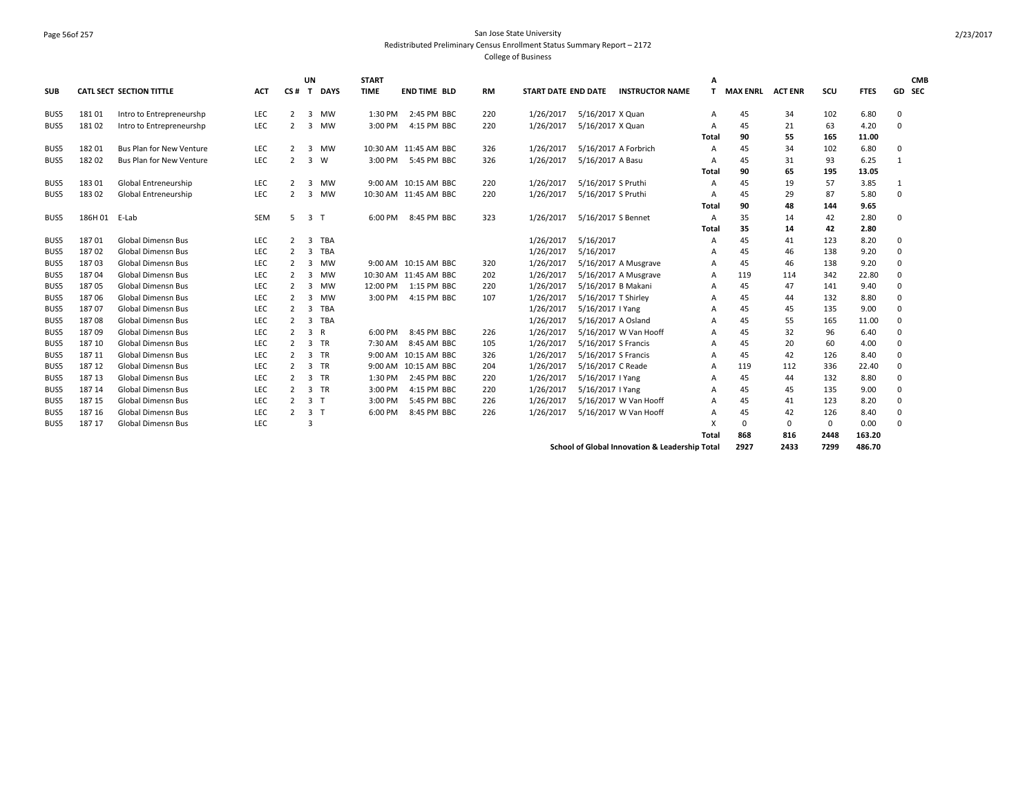San Jose State University
Redistributed Preliminary Census Enrollment Status Summary Report – 2172
College of Business

| SUB | CATL | SECT | SECTION TITTLE | ACT | CS # | UN T | DAYS | START TIME | END TIME | BLD | RM | START DATE | END DATE | INSTRUCTOR NAME | AT | MAX ENRL | ACT ENR | SCU | FTES | GD | CMB SEC |
|---|---|---|---|---|---|---|---|---|---|---|---|---|---|---|---|---|---|---|---|---|---|
| BUS5 | 181 | 01 | Intro to Entrepreneurshp | LEC | 2 | 3 | MW | 1:30 PM | 2:45 PM | BBC | 220 | 1/26/2017 | 5/16/2017 | X Quan | A | 45 | 34 | 102 | 6.80 | 0 | |
| BUS5 | 181 | 02 | Intro to Entrepreneurshp | LEC | 2 | 3 | MW | 3:00 PM | 4:15 PM | BBC | 220 | 1/26/2017 | 5/16/2017 | X Quan | A | 45 | 21 | 63 | 4.20 | 0 | |
| | | | | | | | | | | | | | | | **Total** | **90** | **55** | **165** | **11.00** | | |
| BUS5 | 182 | 01 | Bus Plan for New Venture | LEC | 2 | 3 | MW | 10:30 AM | 11:45 AM | BBC | 326 | 1/26/2017 | 5/16/2017 | A Forbrich | A | 45 | 34 | 102 | 6.80 | 0 | |
| BUS5 | 182 | 02 | Bus Plan for New Venture | LEC | 2 | 3 | W | 3:00 PM | 5:45 PM | BBC | 326 | 1/26/2017 | 5/16/2017 | A Basu | A | 45 | 31 | 93 | 6.25 | 1 | |
| | | | | | | | | | | | | | | | **Total** | **90** | **65** | **195** | **13.05** | | |
| BUS5 | 183 | 01 | Global Entreneurship | LEC | 2 | 3 | MW | 9:00 AM | 10:15 AM | BBC | 220 | 1/26/2017 | 5/16/2017 | S Pruthi | A | 45 | 19 | 57 | 3.85 | 1 | |
| BUS5 | 183 | 02 | Global Entreneurship | LEC | 2 | 3 | MW | 10:30 AM | 11:45 AM | BBC | 220 | 1/26/2017 | 5/16/2017 | S Pruthi | A | 45 | 29 | 87 | 5.80 | 0 | |
| | | | | | | | | | | | | | | | **Total** | **90** | **48** | **144** | **9.65** | | |
| BUS5 | 186H | 01 | E-Lab | SEM | 5 | 3 | T | 6:00 PM | 8:45 PM | BBC | 323 | 1/26/2017 | 5/16/2017 | S Bennet | A | 35 | 14 | 42 | 2.80 | 0 | |
| | | | | | | | | | | | | | | | **Total** | **35** | **14** | **42** | **2.80** | | |
| BUS5 | 187 | 01 | Global Dimensn Bus | LEC | 2 | 3 | TBA | | | | | 1/26/2017 | 5/16/2017 | | A | 45 | 41 | 123 | 8.20 | 0 | |
| BUS5 | 187 | 02 | Global Dimensn Bus | LEC | 2 | 3 | TBA | | | | | 1/26/2017 | 5/16/2017 | | A | 45 | 46 | 138 | 9.20 | 0 | |
| BUS5 | 187 | 03 | Global Dimensn Bus | LEC | 2 | 3 | MW | 9:00 AM | 10:15 AM | BBC | 320 | 1/26/2017 | 5/16/2017 | A Musgrave | A | 45 | 46 | 138 | 9.20 | 0 | |
| BUS5 | 187 | 04 | Global Dimensn Bus | LEC | 2 | 3 | MW | 10:30 AM | 11:45 AM | BBC | 202 | 1/26/2017 | 5/16/2017 | A Musgrave | A | 119 | 114 | 342 | 22.80 | 0 | |
| BUS5 | 187 | 05 | Global Dimensn Bus | LEC | 2 | 3 | MW | 12:00 PM | 1:15 PM | BBC | 220 | 1/26/2017 | 5/16/2017 | B Makani | A | 45 | 47 | 141 | 9.40 | 0 | |
| BUS5 | 187 | 06 | Global Dimensn Bus | LEC | 2 | 3 | MW | 3:00 PM | 4:15 PM | BBC | 107 | 1/26/2017 | 5/16/2017 | T Shirley | A | 45 | 44 | 132 | 8.80 | 0 | |
| BUS5 | 187 | 07 | Global Dimensn Bus | LEC | 2 | 3 | TBA | | | | | 1/26/2017 | 5/16/2017 | I Yang | A | 45 | 45 | 135 | 9.00 | 0 | |
| BUS5 | 187 | 08 | Global Dimensn Bus | LEC | 2 | 3 | TBA | | | | | 1/26/2017 | 5/16/2017 | A Osland | A | 45 | 55 | 165 | 11.00 | 0 | |
| BUS5 | 187 | 09 | Global Dimensn Bus | LEC | 2 | 3 | R | 6:00 PM | 8:45 PM | BBC | 226 | 1/26/2017 | 5/16/2017 | W Van Hooff | A | 45 | 32 | 96 | 6.40 | 0 | |
| BUS5 | 187 | 10 | Global Dimensn Bus | LEC | 2 | 3 | TR | 7:30 AM | 8:45 AM | BBC | 105 | 1/26/2017 | 5/16/2017 | S Francis | A | 45 | 20 | 60 | 4.00 | 0 | |
| BUS5 | 187 | 11 | Global Dimensn Bus | LEC | 2 | 3 | TR | 9:00 AM | 10:15 AM | BBC | 326 | 1/26/2017 | 5/16/2017 | S Francis | A | 45 | 42 | 126 | 8.40 | 0 | |
| BUS5 | 187 | 12 | Global Dimensn Bus | LEC | 2 | 3 | TR | 9:00 AM | 10:15 AM | BBC | 204 | 1/26/2017 | 5/16/2017 | C Reade | A | 119 | 112 | 336 | 22.40 | 0 | |
| BUS5 | 187 | 13 | Global Dimensn Bus | LEC | 2 | 3 | TR | 1:30 PM | 2:45 PM | BBC | 220 | 1/26/2017 | 5/16/2017 | I Yang | A | 45 | 44 | 132 | 8.80 | 0 | |
| BUS5 | 187 | 14 | Global Dimensn Bus | LEC | 2 | 3 | TR | 3:00 PM | 4:15 PM | BBC | 220 | 1/26/2017 | 5/16/2017 | I Yang | A | 45 | 45 | 135 | 9.00 | 0 | |
| BUS5 | 187 | 15 | Global Dimensn Bus | LEC | 2 | 3 | T | 3:00 PM | 5:45 PM | BBC | 226 | 1/26/2017 | 5/16/2017 | W Van Hooff | A | 45 | 41 | 123 | 8.20 | 0 | |
| BUS5 | 187 | 16 | Global Dimensn Bus | LEC | 2 | 3 | T | 6:00 PM | 8:45 PM | BBC | 226 | 1/26/2017 | 5/16/2017 | W Van Hooff | A | 45 | 42 | 126 | 8.40 | 0 | |
| BUS5 | 187 | 17 | Global Dimensn Bus | LEC | | 3 | | | | | | | | | X | 0 | 0 | 0 | 0.00 | 0 | |
| | | | | | | | | | | | | | | | **Total** | **868** | **816** | **2448** | **163.20** | | |
| | | | | | | | | | | | | | | **School of Global Innovation & Leadership Total** | | **2927** | **2433** | **7299** | **486.70** | | |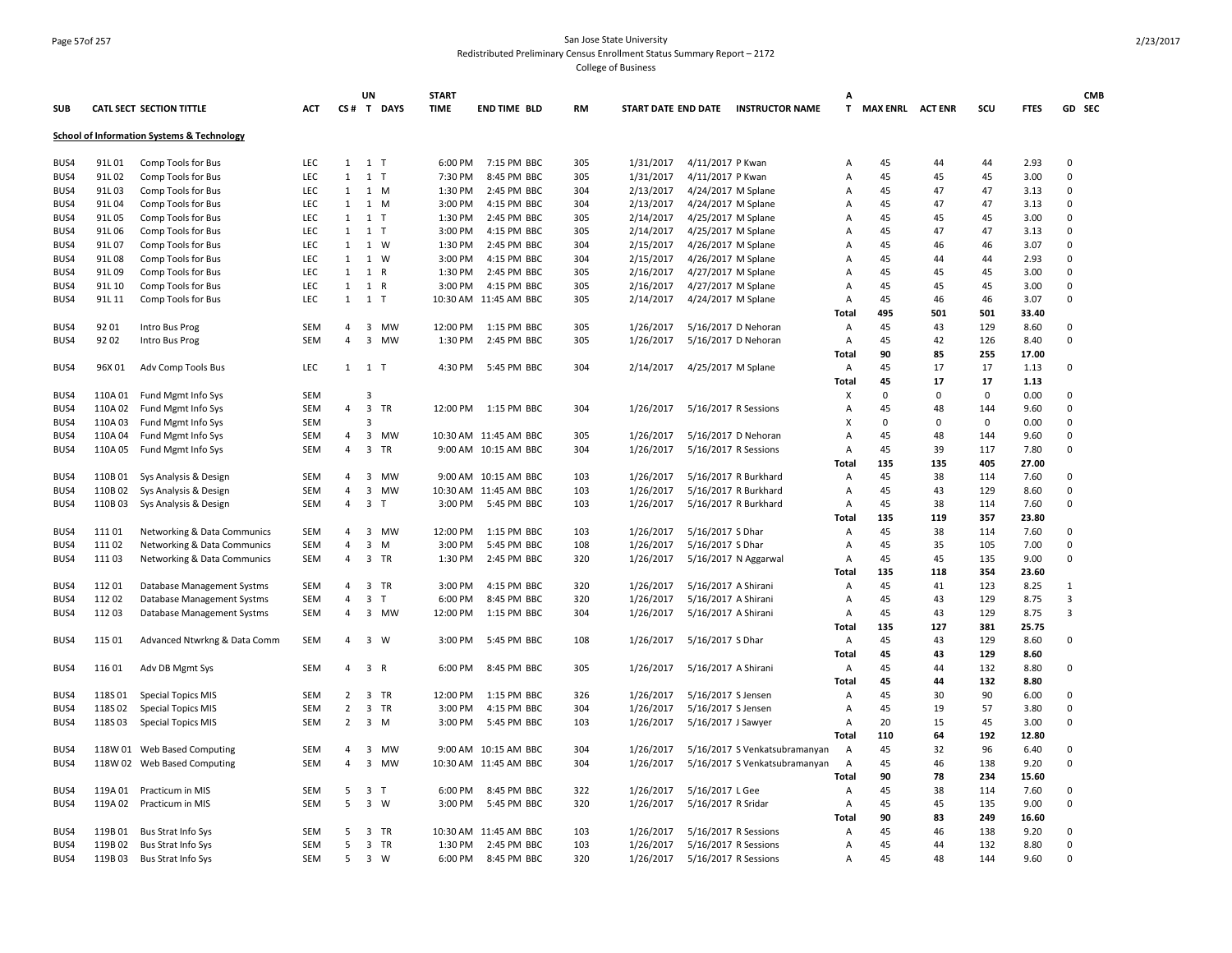San Jose State University
Redistributed Preliminary Census Enrollment Status Summary Report – 2172
College of Business

| SUB | CATL SECT | SECTION TITTLE | ACT | CS # | UN T | DAYS | START TIME | END TIME | BLD | RM | START DATE | END DATE | INSTRUCTOR NAME | A T | MAX ENRL | ACT ENR | SCU | FTES | GD | CMB SEC |
|---|---|---|---|---|---|---|---|---|---|---|---|---|---|---|---|---|---|---|---|---|
| **School of Information Systems & Technology** | | | | | | | | | | | | | | | | | | | | |
| BUS4 | 91L 01 | Comp Tools for Bus | LEC | 1 | 1 | T | 6:00 PM | 7:15 PM | BBC | 305 | 1/31/2017 | 4/11/2017 | P Kwan | A | 45 | 44 | 44 | 2.93 | 0 | |
| BUS4 | 91L 02 | Comp Tools for Bus | LEC | 1 | 1 | T | 7:30 PM | 8:45 PM | BBC | 305 | 1/31/2017 | 4/11/2017 | P Kwan | A | 45 | 45 | 45 | 3.00 | 0 | |
| BUS4 | 91L 03 | Comp Tools for Bus | LEC | 1 | 1 | M | 1:30 PM | 2:45 PM | BBC | 304 | 2/13/2017 | 4/24/2017 | M Splane | A | 45 | 47 | 47 | 3.13 | 0 | |
| BUS4 | 91L 04 | Comp Tools for Bus | LEC | 1 | 1 | M | 3:00 PM | 4:15 PM | BBC | 304 | 2/13/2017 | 4/24/2017 | M Splane | A | 45 | 47 | 47 | 3.13 | 0 | |
| BUS4 | 91L 05 | Comp Tools for Bus | LEC | 1 | 1 | T | 1:30 PM | 2:45 PM | BBC | 305 | 2/14/2017 | 4/25/2017 | M Splane | A | 45 | 45 | 45 | 3.00 | 0 | |
| BUS4 | 91L 06 | Comp Tools for Bus | LEC | 1 | 1 | T | 3:00 PM | 4:15 PM | BBC | 305 | 2/14/2017 | 4/25/2017 | M Splane | A | 45 | 47 | 47 | 3.13 | 0 | |
| BUS4 | 91L 07 | Comp Tools for Bus | LEC | 1 | 1 | W | 1:30 PM | 2:45 PM | BBC | 304 | 2/15/2017 | 4/26/2017 | M Splane | A | 45 | 46 | 46 | 3.07 | 0 | |
| BUS4 | 91L 08 | Comp Tools for Bus | LEC | 1 | 1 | W | 3:00 PM | 4:15 PM | BBC | 304 | 2/15/2017 | 4/26/2017 | M Splane | A | 45 | 44 | 44 | 2.93 | 0 | |
| BUS4 | 91L 09 | Comp Tools for Bus | LEC | 1 | 1 | R | 1:30 PM | 2:45 PM | BBC | 305 | 2/16/2017 | 4/27/2017 | M Splane | A | 45 | 45 | 45 | 3.00 | 0 | |
| BUS4 | 91L 10 | Comp Tools for Bus | LEC | 1 | 1 | R | 3:00 PM | 4:15 PM | BBC | 305 | 2/16/2017 | 4/27/2017 | M Splane | A | 45 | 45 | 45 | 3.00 | 0 | |
| BUS4 | 91L 11 | Comp Tools for Bus | LEC | 1 | 1 | T | 10:30 AM | 11:45 AM | BBC | 305 | 2/14/2017 | 4/24/2017 | M Splane | A | 45 | 46 | 46 | 3.07 | 0 | |
| | | | | | | | | | | | | | | **Total** | **495** | **501** | **501** | **33.40** | | |
| BUS4 | 92 01 | Intro Bus Prog | SEM | 4 | 3 | MW | 12:00 PM | 1:15 PM | BBC | 305 | 1/26/2017 | 5/16/2017 | D Nehoran | A | 45 | 43 | 129 | 8.60 | 0 | |
| BUS4 | 92 02 | Intro Bus Prog | SEM | 4 | 3 | MW | 1:30 PM | 2:45 PM | BBC | 305 | 1/26/2017 | 5/16/2017 | D Nehoran | A | 45 | 42 | 126 | 8.40 | 0 | |
| | | | | | | | | | | | | | | **Total** | **90** | **85** | **255** | **17.00** | | |
| BUS4 | 96X 01 | Adv Comp Tools Bus | LEC | 1 | 1 | T | 4:30 PM | 5:45 PM | BBC | 304 | 2/14/2017 | 4/25/2017 | M Splane | A | 45 | 17 | 17 | 1.13 | 0 | |
| | | | | | | | | | | | | | | **Total** | **45** | **17** | **17** | **1.13** | | |
| BUS4 | 110A 01 | Fund Mgmt Info Sys | SEM | | 3 | | | | | | | | | X | 0 | 0 | 0 | 0.00 | 0 | |
| BUS4 | 110A 02 | Fund Mgmt Info Sys | SEM | 4 | 3 | TR | 12:00 PM | 1:15 PM | BBC | 304 | 1/26/2017 | 5/16/2017 | R Sessions | A | 45 | 48 | 144 | 9.60 | 0 | |
| BUS4 | 110A 03 | Fund Mgmt Info Sys | SEM | | 3 | | | | | | | | | X | 0 | 0 | 0 | 0.00 | 0 | |
| BUS4 | 110A 04 | Fund Mgmt Info Sys | SEM | 4 | 3 | MW | 10:30 AM | 11:45 AM | BBC | 305 | 1/26/2017 | 5/16/2017 | D Nehoran | A | 45 | 48 | 144 | 9.60 | 0 | |
| BUS4 | 110A 05 | Fund Mgmt Info Sys | SEM | 4 | 3 | TR | 9:00 AM | 10:15 AM | BBC | 304 | 1/26/2017 | 5/16/2017 | R Sessions | A | 45 | 39 | 117 | 7.80 | 0 | |
| | | | | | | | | | | | | | | **Total** | **135** | **135** | **405** | **27.00** | | |
| BUS4 | 110B 01 | Sys Analysis & Design | SEM | 4 | 3 | MW | 9:00 AM | 10:15 AM | BBC | 103 | 1/26/2017 | 5/16/2017 | R Burkhard | A | 45 | 38 | 114 | 7.60 | 0 | |
| BUS4 | 110B 02 | Sys Analysis & Design | SEM | 4 | 3 | MW | 10:30 AM | 11:45 AM | BBC | 103 | 1/26/2017 | 5/16/2017 | R Burkhard | A | 45 | 43 | 129 | 8.60 | 0 | |
| BUS4 | 110B 03 | Sys Analysis & Design | SEM | 4 | 3 | T | 3:00 PM | 5:45 PM | BBC | 103 | 1/26/2017 | 5/16/2017 | R Burkhard | A | 45 | 38 | 114 | 7.60 | 0 | |
| | | | | | | | | | | | | | | **Total** | **135** | **119** | **357** | **23.80** | | |
| BUS4 | 111 01 | Networking & Data Communics | SEM | 4 | 3 | MW | 12:00 PM | 1:15 PM | BBC | 103 | 1/26/2017 | 5/16/2017 | S Dhar | A | 45 | 38 | 114 | 7.60 | 0 | |
| BUS4 | 111 02 | Networking & Data Communics | SEM | 4 | 3 | M | 3:00 PM | 5:45 PM | BBC | 108 | 1/26/2017 | 5/16/2017 | S Dhar | A | 45 | 35 | 105 | 7.00 | 0 | |
| BUS4 | 111 03 | Networking & Data Communics | SEM | 4 | 3 | TR | 1:30 PM | 2:45 PM | BBC | 320 | 1/26/2017 | 5/16/2017 | N Aggarwal | A | 45 | 45 | 135 | 9.00 | 0 | |
| | | | | | | | | | | | | | | **Total** | **135** | **118** | **354** | **23.60** | | |
| BUS4 | 112 01 | Database Management Systms | SEM | 4 | 3 | TR | 3:00 PM | 4:15 PM | BBC | 320 | 1/26/2017 | 5/16/2017 | A Shirani | A | 45 | 41 | 123 | 8.25 | 1 | |
| BUS4 | 112 02 | Database Management Systms | SEM | 4 | 3 | T | 6:00 PM | 8:45 PM | BBC | 320 | 1/26/2017 | 5/16/2017 | A Shirani | A | 45 | 43 | 129 | 8.75 | 3 | |
| BUS4 | 112 03 | Database Management Systms | SEM | 4 | 3 | MW | 12:00 PM | 1:15 PM | BBC | 304 | 1/26/2017 | 5/16/2017 | A Shirani | A | 45 | 43 | 129 | 8.75 | 3 | |
| | | | | | | | | | | | | | | **Total** | **135** | **127** | **381** | **25.75** | | |
| BUS4 | 115 01 | Advanced Ntwrkng & Data Comm | SEM | 4 | 3 | W | 3:00 PM | 5:45 PM | BBC | 108 | 1/26/2017 | 5/16/2017 | S Dhar | A | 45 | 43 | 129 | 8.60 | 0 | |
| | | | | | | | | | | | | | | **Total** | **45** | **43** | **129** | **8.60** | | |
| BUS4 | 116 01 | Adv DB Mgmt Sys | SEM | 4 | 3 | R | 6:00 PM | 8:45 PM | BBC | 305 | 1/26/2017 | 5/16/2017 | A Shirani | A | 45 | 44 | 132 | 8.80 | 0 | |
| | | | | | | | | | | | | | | **Total** | **45** | **44** | **132** | **8.80** | | |
| BUS4 | 118S 01 | Special Topics MIS | SEM | 2 | 3 | TR | 12:00 PM | 1:15 PM | BBC | 326 | 1/26/2017 | 5/16/2017 | S Jensen | A | 45 | 30 | 90 | 6.00 | 0 | |
| BUS4 | 118S 02 | Special Topics MIS | SEM | 2 | 3 | TR | 3:00 PM | 4:15 PM | BBC | 304 | 1/26/2017 | 5/16/2017 | S Jensen | A | 45 | 19 | 57 | 3.80 | 0 | |
| BUS4 | 118S 03 | Special Topics MIS | SEM | 2 | 3 | M | 3:00 PM | 5:45 PM | BBC | 103 | 1/26/2017 | 5/16/2017 | J Sawyer | A | 20 | 15 | 45 | 3.00 | 0 | |
| | | | | | | | | | | | | | | **Total** | **110** | **64** | **192** | **12.80** | | |
| BUS4 | 118W 01 | Web Based Computing | SEM | 4 | 3 | MW | 9:00 AM | 10:15 AM | BBC | 304 | 1/26/2017 | 5/16/2017 | S Venkatsubramanyan | A | 45 | 32 | 96 | 6.40 | 0 | |
| BUS4 | 118W 02 | Web Based Computing | SEM | 4 | 3 | MW | 10:30 AM | 11:45 AM | BBC | 304 | 1/26/2017 | 5/16/2017 | S Venkatsubramanyan | A | 45 | 46 | 138 | 9.20 | 0 | |
| | | | | | | | | | | | | | | **Total** | **90** | **78** | **234** | **15.60** | | |
| BUS4 | 119A 01 | Practicum in MIS | SEM | 5 | 3 | T | 6:00 PM | 8:45 PM | BBC | 322 | 1/26/2017 | 5/16/2017 | L Gee | A | 45 | 38 | 114 | 7.60 | 0 | |
| BUS4 | 119A 02 | Practicum in MIS | SEM | 5 | 3 | W | 3:00 PM | 5:45 PM | BBC | 320 | 1/26/2017 | 5/16/2017 | R Sridar | A | 45 | 45 | 135 | 9.00 | 0 | |
| | | | | | | | | | | | | | | **Total** | **90** | **83** | **249** | **16.60** | | |
| BUS4 | 119B 01 | Bus Strat Info Sys | SEM | 5 | 3 | TR | 10:30 AM | 11:45 AM | BBC | 103 | 1/26/2017 | 5/16/2017 | R Sessions | A | 45 | 46 | 138 | 9.20 | 0 | |
| BUS4 | 119B 02 | Bus Strat Info Sys | SEM | 5 | 3 | TR | 1:30 PM | 2:45 PM | BBC | 103 | 1/26/2017 | 5/16/2017 | R Sessions | A | 45 | 44 | 132 | 8.80 | 0 | |
| BUS4 | 119B 03 | Bus Strat Info Sys | SEM | 5 | 3 | W | 6:00 PM | 8:45 PM | BBC | 320 | 1/26/2017 | 5/16/2017 | R Sessions | A | 45 | 48 | 144 | 9.60 | 0 | |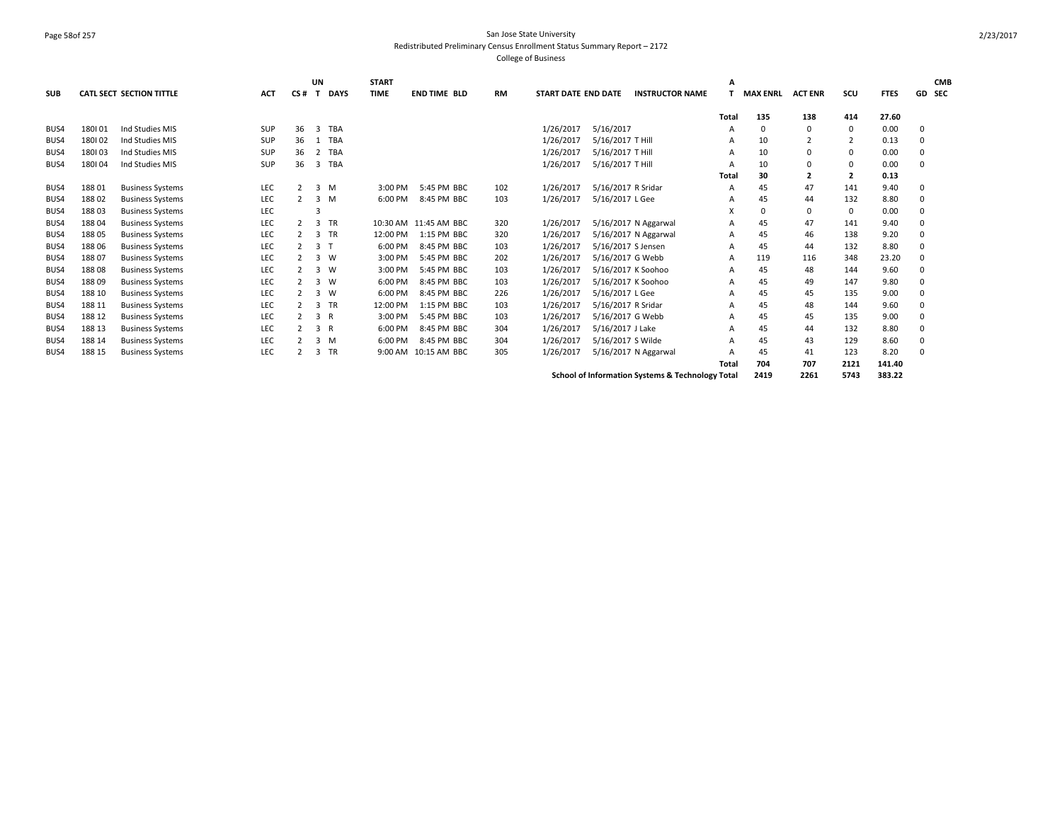San Jose State University
Redistributed Preliminary Census Enrollment Status Summary Report – 2172
College of Business

| SUB | CATL SECT | SECTION TITTLE | ACT | CS # | UN T | DAYS | START TIME | END TIME | BLD | RM | START DATE | END DATE | INSTRUCTOR NAME | AT | MAX ENRL | ACT ENR | SCU | FTES | GD | CMB SEC |
|---|---|---|---|---|---|---|---|---|---|---|---|---|---|---|---|---|---|---|---|---|
| | | | | | | | | | | | | | | Total | 135 | 138 | 414 | 27.60 | | |
| BUS4 | 180I 01 | Ind Studies MIS | SUP | 36 | 3 | TBA | | | | | 1/26/2017 | 5/16/2017 | | A | 0 | 0 | 0 | 0.00 | 0 | |
| BUS4 | 180I 02 | Ind Studies MIS | SUP | 36 | 1 | TBA | | | | | 1/26/2017 | 5/16/2017 | T Hill | A | 10 | 2 | 2 | 0.13 | 0 | |
| BUS4 | 180I 03 | Ind Studies MIS | SUP | 36 | 2 | TBA | | | | | 1/26/2017 | 5/16/2017 | T Hill | A | 10 | 0 | 0 | 0.00 | 0 | |
| BUS4 | 180I 04 | Ind Studies MIS | SUP | 36 | 3 | TBA | | | | | 1/26/2017 | 5/16/2017 | T Hill | A | 10 | 0 | 0 | 0.00 | 0 | |
| | | | | | | | | | | | | | | Total | 30 | 2 | 2 | 0.13 | | |
| BUS4 | 188 01 | Business Systems | LEC | 2 | 3 | M | 3:00 PM | 5:45 PM | BBC | 102 | 1/26/2017 | 5/16/2017 | R Sridar | A | 45 | 47 | 141 | 9.40 | 0 | |
| BUS4 | 188 02 | Business Systems | LEC | 2 | 3 | M | 6:00 PM | 8:45 PM | BBC | 103 | 1/26/2017 | 5/16/2017 | L Gee | A | 45 | 44 | 132 | 8.80 | 0 | |
| BUS4 | 188 03 | Business Systems | LEC | | 3 | | | | | | | | | X | 0 | 0 | 0 | 0.00 | 0 | |
| BUS4 | 188 04 | Business Systems | LEC | 2 | 3 | TR | 10:30 AM | 11:45 AM | BBC | 320 | 1/26/2017 | 5/16/2017 | N Aggarwal | A | 45 | 47 | 141 | 9.40 | 0 | |
| BUS4 | 188 05 | Business Systems | LEC | 2 | 3 | TR | 12:00 PM | 1:15 PM | BBC | 320 | 1/26/2017 | 5/16/2017 | N Aggarwal | A | 45 | 46 | 138 | 9.20 | 0 | |
| BUS4 | 188 06 | Business Systems | LEC | 2 | 3 | T | 6:00 PM | 8:45 PM | BBC | 103 | 1/26/2017 | 5/16/2017 | S Jensen | A | 45 | 44 | 132 | 8.80 | 0 | |
| BUS4 | 188 07 | Business Systems | LEC | 2 | 3 | W | 3:00 PM | 5:45 PM | BBC | 202 | 1/26/2017 | 5/16/2017 | G Webb | A | 119 | 116 | 348 | 23.20 | 0 | |
| BUS4 | 188 08 | Business Systems | LEC | 2 | 3 | W | 3:00 PM | 5:45 PM | BBC | 103 | 1/26/2017 | 5/16/2017 | K Soohoo | A | 45 | 48 | 144 | 9.60 | 0 | |
| BUS4 | 188 09 | Business Systems | LEC | 2 | 3 | W | 6:00 PM | 8:45 PM | BBC | 103 | 1/26/2017 | 5/16/2017 | K Soohoo | A | 45 | 49 | 147 | 9.80 | 0 | |
| BUS4 | 188 10 | Business Systems | LEC | 2 | 3 | W | 6:00 PM | 8:45 PM | BBC | 226 | 1/26/2017 | 5/16/2017 | L Gee | A | 45 | 45 | 135 | 9.00 | 0 | |
| BUS4 | 188 11 | Business Systems | LEC | 2 | 3 | TR | 12:00 PM | 1:15 PM | BBC | 103 | 1/26/2017 | 5/16/2017 | R Sridar | A | 45 | 48 | 144 | 9.60 | 0 | |
| BUS4 | 188 12 | Business Systems | LEC | 2 | 3 | R | 3:00 PM | 5:45 PM | BBC | 103 | 1/26/2017 | 5/16/2017 | G Webb | A | 45 | 45 | 135 | 9.00 | 0 | |
| BUS4 | 188 13 | Business Systems | LEC | 2 | 3 | R | 6:00 PM | 8:45 PM | BBC | 304 | 1/26/2017 | 5/16/2017 | J Lake | A | 45 | 44 | 132 | 8.80 | 0 | |
| BUS4 | 188 14 | Business Systems | LEC | 2 | 3 | M | 6:00 PM | 8:45 PM | BBC | 304 | 1/26/2017 | 5/16/2017 | S Wilde | A | 45 | 43 | 129 | 8.60 | 0 | |
| BUS4 | 188 15 | Business Systems | LEC | 2 | 3 | TR | 9:00 AM | 10:15 AM | BBC | 305 | 1/26/2017 | 5/16/2017 | N Aggarwal | A | 45 | 41 | 123 | 8.20 | 0 | |
| | | | | | | | | | | | | | | Total | 704 | 707 | 2121 | 141.40 | | |
| | | | | | | | | | | | | | **School of Information Systems & Technology Total** | | **2419** | **2261** | **5743** | **383.22** | | |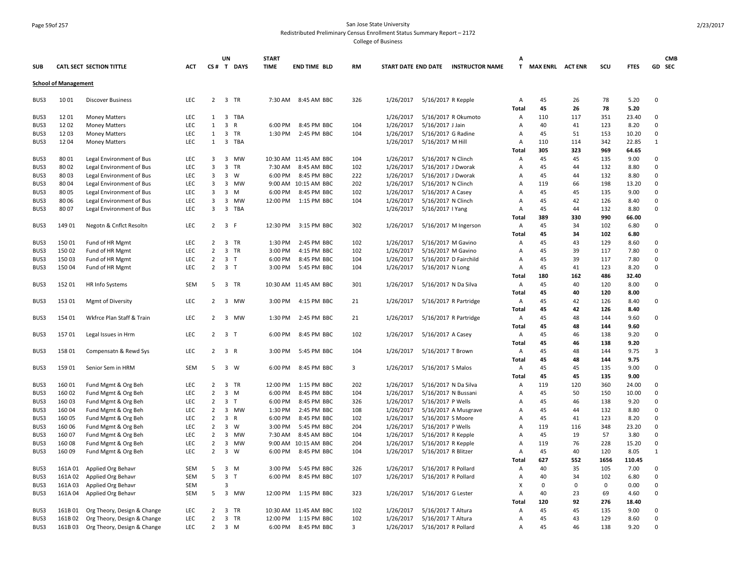San Jose State University
Redistributed Preliminary Census Enrollment Status Summary Report – 2172
College of Business

| SUB | CATL SECT | SECTION TITTLE | ACT | CS # | UN T | DAYS | START TIME | END TIME | BLD | RM | START DATE | END DATE | INSTRUCTOR NAME | A T | MAX ENRL | ACT ENR | SCU | FTES | GD | CMB SEC |
|---|---|---|---|---|---|---|---|---|---|---|---|---|---|---|---|---|---|---|---|---|
| **School of Management** | | | | | | | | | | | | | | | | | | | | |
| BUS3 | 10 01 | Discover Business | LEC | 2 | 3 | TR | 7:30 AM | 8:45 AM | BBC | 326 | 1/26/2017 | 5/16/2017 | R Kepple | A | 45 | 26 | 78 | 5.20 | 0 | |
| | | | | | | | | | | | | | | **Total** | **45** | **26** | **78** | **5.20** | | |
| BUS3 | 12 01 | Money Matters | LEC | 1 | 3 | TBA | | | | | 1/26/2017 | 5/16/2017 | R Okumoto | A | 110 | 117 | 351 | 23.40 | 0 | |
| BUS3 | 12 02 | Money Matters | LEC | 1 | 3 | R | 6:00 PM | 8:45 PM | BBC | 104 | 1/26/2017 | 5/16/2017 | J Jain | A | 40 | 41 | 123 | 8.20 | 0 | |
| BUS3 | 12 03 | Money Matters | LEC | 1 | 3 | TR | 1:30 PM | 2:45 PM | BBC | 104 | 1/26/2017 | 5/16/2017 | G Radine | A | 45 | 51 | 153 | 10.20 | 0 | |
| BUS3 | 12 04 | Money Matters | LEC | 1 | 3 | TBA | | | | | 1/26/2017 | 5/16/2017 | M Hill | A | 110 | 114 | 342 | 22.85 | 1 | |
| | | | | | | | | | | | | | | **Total** | **305** | **323** | **969** | **64.65** | | |
| BUS3 | 80 01 | Legal Environment of Bus | LEC | 3 | 3 | MW | 10:30 AM | 11:45 AM | BBC | 104 | 1/26/2017 | 5/16/2017 | N Clinch | A | 45 | 45 | 135 | 9.00 | 0 | |
| BUS3 | 80 02 | Legal Environment of Bus | LEC | 3 | 3 | TR | 7:30 AM | 8:45 AM | BBC | 102 | 1/26/2017 | 5/16/2017 | J Dworak | A | 45 | 44 | 132 | 8.80 | 0 | |
| BUS3 | 80 03 | Legal Environment of Bus | LEC | 3 | 3 | W | 6:00 PM | 8:45 PM | BBC | 222 | 1/26/2017 | 5/16/2017 | J Dworak | A | 45 | 44 | 132 | 8.80 | 0 | |
| BUS3 | 80 04 | Legal Environment of Bus | LEC | 3 | 3 | MW | 9:00 AM | 10:15 AM | BBC | 202 | 1/26/2017 | 5/16/2017 | N Clinch | A | 119 | 66 | 198 | 13.20 | 0 | |
| BUS3 | 80 05 | Legal Environment of Bus | LEC | 3 | 3 | M | 6:00 PM | 8:45 PM | BBC | 102 | 1/26/2017 | 5/16/2017 | A Casey | A | 45 | 45 | 135 | 9.00 | 0 | |
| BUS3 | 80 06 | Legal Environment of Bus | LEC | 3 | 3 | MW | 12:00 PM | 1:15 PM | BBC | 104 | 1/26/2017 | 5/16/2017 | N Clinch | A | 45 | 42 | 126 | 8.40 | 0 | |
| BUS3 | 80 07 | Legal Environment of Bus | LEC | 3 | 3 | TBA | | | | | 1/26/2017 | 5/16/2017 | I Yang | A | 45 | 44 | 132 | 8.80 | 0 | |
| | | | | | | | | | | | | | | **Total** | **389** | **330** | **990** | **66.00** | | |
| BUS3 | 149 01 | Negotn & Cnflct Resoltn | LEC | 2 | 3 | F | 12:30 PM | 3:15 PM | BBC | 302 | 1/26/2017 | 5/16/2017 | M Ingerson | A | 45 | 34 | 102 | 6.80 | 0 | |
| | | | | | | | | | | | | | | **Total** | **45** | **34** | **102** | **6.80** | | |
| BUS3 | 150 01 | Fund of HR Mgmt | LEC | 2 | 3 | TR | 1:30 PM | 2:45 PM | BBC | 102 | 1/26/2017 | 5/16/2017 | M Gavino | A | 45 | 43 | 129 | 8.60 | 0 | |
| BUS3 | 150 02 | Fund of HR Mgmt | LEC | 2 | 3 | TR | 3:00 PM | 4:15 PM | BBC | 102 | 1/26/2017 | 5/16/2017 | M Gavino | A | 45 | 39 | 117 | 7.80 | 0 | |
| BUS3 | 150 03 | Fund of HR Mgmt | LEC | 2 | 3 | T | 6:00 PM | 8:45 PM | BBC | 104 | 1/26/2017 | 5/16/2017 | D Fairchild | A | 45 | 39 | 117 | 7.80 | 0 | |
| BUS3 | 150 04 | Fund of HR Mgmt | LEC | 2 | 3 | T | 3:00 PM | 5:45 PM | BBC | 104 | 1/26/2017 | 5/16/2017 | N Long | A | 45 | 41 | 123 | 8.20 | 0 | |
| | | | | | | | | | | | | | | **Total** | **180** | **162** | **486** | **32.40** | | |
| BUS3 | 152 01 | HR Info Systems | SEM | 5 | 3 | TR | 10:30 AM | 11:45 AM | BBC | 301 | 1/26/2017 | 5/16/2017 | N Da Silva | A | 45 | 40 | 120 | 8.00 | 0 | |
| | | | | | | | | | | | | | | **Total** | **45** | **40** | **120** | **8.00** | | |
| BUS3 | 153 01 | Mgmt of Diversity | LEC | 2 | 3 | MW | 3:00 PM | 4:15 PM | BBC | 21 | 1/26/2017 | 5/16/2017 | R Partridge | A | 45 | 42 | 126 | 8.40 | 0 | |
| | | | | | | | | | | | | | | **Total** | **45** | **42** | **126** | **8.40** | | |
| BUS3 | 154 01 | Wkfrce Plan Staff & Train | LEC | 2 | 3 | MW | 1:30 PM | 2:45 PM | BBC | 21 | 1/26/2017 | 5/16/2017 | R Partridge | A | 45 | 48 | 144 | 9.60 | 0 | |
| | | | | | | | | | | | | | | **Total** | **45** | **48** | **144** | **9.60** | | |
| BUS3 | 157 01 | Legal Issues in Hrm | LEC | 2 | 3 | T | 6:00 PM | 8:45 PM | BBC | 102 | 1/26/2017 | 5/16/2017 | A Casey | A | 45 | 46 | 138 | 9.20 | 0 | |
| | | | | | | | | | | | | | | **Total** | **45** | **46** | **138** | **9.20** | | |
| BUS3 | 158 01 | Compensatn & Rewd Sys | LEC | 2 | 3 | R | 3:00 PM | 5:45 PM | BBC | 104 | 1/26/2017 | 5/16/2017 | T Brown | A | 45 | 48 | 144 | 9.75 | 3 | |
| | | | | | | | | | | | | | | **Total** | **45** | **48** | **144** | **9.75** | | |
| BUS3 | 159 01 | Senior Sem in HRM | SEM | 5 | 3 | W | 6:00 PM | 8:45 PM | BBC | 3 | 1/26/2017 | 5/16/2017 | S Malos | A | 45 | 45 | 135 | 9.00 | 0 | |
| | | | | | | | | | | | | | | **Total** | **45** | **45** | **135** | **9.00** | | |
| BUS3 | 160 01 | Fund Mgmt & Org Beh | LEC | 2 | 3 | TR | 12:00 PM | 1:15 PM | BBC | 202 | 1/26/2017 | 5/16/2017 | N Da Silva | A | 119 | 120 | 360 | 24.00 | 0 | |
| BUS3 | 160 02 | Fund Mgmt & Org Beh | LEC | 2 | 3 | M | 6:00 PM | 8:45 PM | BBC | 104 | 1/26/2017 | 5/16/2017 | N Bussani | A | 45 | 50 | 150 | 10.00 | 0 | |
| BUS3 | 160 03 | Fund Mgmt & Org Beh | LEC | 2 | 3 | T | 6:00 PM | 8:45 PM | BBC | 326 | 1/26/2017 | 5/16/2017 | P Wells | A | 45 | 46 | 138 | 9.20 | 0 | |
| BUS3 | 160 04 | Fund Mgmt & Org Beh | LEC | 2 | 3 | MW | 1:30 PM | 2:45 PM | BBC | 108 | 1/26/2017 | 5/16/2017 | A Musgrave | A | 45 | 44 | 132 | 8.80 | 0 | |
| BUS3 | 160 05 | Fund Mgmt & Org Beh | LEC | 2 | 3 | R | 6:00 PM | 8:45 PM | BBC | 102 | 1/26/2017 | 5/16/2017 | S Moore | A | 45 | 41 | 123 | 8.20 | 0 | |
| BUS3 | 160 06 | Fund Mgmt & Org Beh | LEC | 2 | 3 | W | 3:00 PM | 5:45 PM | BBC | 204 | 1/26/2017 | 5/16/2017 | P Wells | A | 119 | 116 | 348 | 23.20 | 0 | |
| BUS3 | 160 07 | Fund Mgmt & Org Beh | LEC | 2 | 3 | MW | 7:30 AM | 8:45 AM | BBC | 104 | 1/26/2017 | 5/16/2017 | R Kepple | A | 45 | 19 | 57 | 3.80 | 0 | |
| BUS3 | 160 08 | Fund Mgmt & Org Beh | LEC | 2 | 3 | MW | 9:00 AM | 10:15 AM | BBC | 204 | 1/26/2017 | 5/16/2017 | R Kepple | A | 119 | 76 | 228 | 15.20 | 0 | |
| BUS3 | 160 09 | Fund Mgmt & Org Beh | LEC | 2 | 3 | W | 6:00 PM | 8:45 PM | BBC | 104 | 1/26/2017 | 5/16/2017 | R Blitzer | A | 45 | 40 | 120 | 8.05 | 1 | |
| | | | | | | | | | | | | | | **Total** | **627** | **552** | **1656** | **110.45** | | |
| BUS3 | 161A 01 | Applied Org Behavr | SEM | 5 | 3 | M | 3:00 PM | 5:45 PM | BBC | 326 | 1/26/2017 | 5/16/2017 | R Pollard | A | 40 | 35 | 105 | 7.00 | 0 | |
| BUS3 | 161A 02 | Applied Org Behavr | SEM | 5 | 3 | T | 6:00 PM | 8:45 PM | BBC | 107 | 1/26/2017 | 5/16/2017 | R Pollard | A | 40 | 34 | 102 | 6.80 | 0 | |
| BUS3 | 161A 03 | Applied Org Behavr | SEM | | 3 | | | | | | | | | X | 0 | 0 | 0 | 0.00 | 0 | |
| BUS3 | 161A 04 | Applied Org Behavr | SEM | 5 | 3 | MW | 12:00 PM | 1:15 PM | BBC | 323 | 1/26/2017 | 5/16/2017 | G Lester | A | 40 | 23 | 69 | 4.60 | 0 | |
| | | | | | | | | | | | | | | **Total** | **120** | **92** | **276** | **18.40** | | |
| BUS3 | 161B 01 | Org Theory, Design & Change | LEC | 2 | 3 | TR | 10:30 AM | 11:45 AM | BBC | 102 | 1/26/2017 | 5/16/2017 | T Altura | A | 45 | 45 | 135 | 9.00 | 0 | |
| BUS3 | 161B 02 | Org Theory, Design & Change | LEC | 2 | 3 | TR | 12:00 PM | 1:15 PM | BBC | 102 | 1/26/2017 | 5/16/2017 | T Altura | A | 45 | 43 | 129 | 8.60 | 0 | |
| BUS3 | 161B 03 | Org Theory, Design & Change | LEC | 2 | 3 | M | 6:00 PM | 8:45 PM | BBC | 3 | 1/26/2017 | 5/16/2017 | R Pollard | A | 45 | 46 | 138 | 9.20 | 0 | |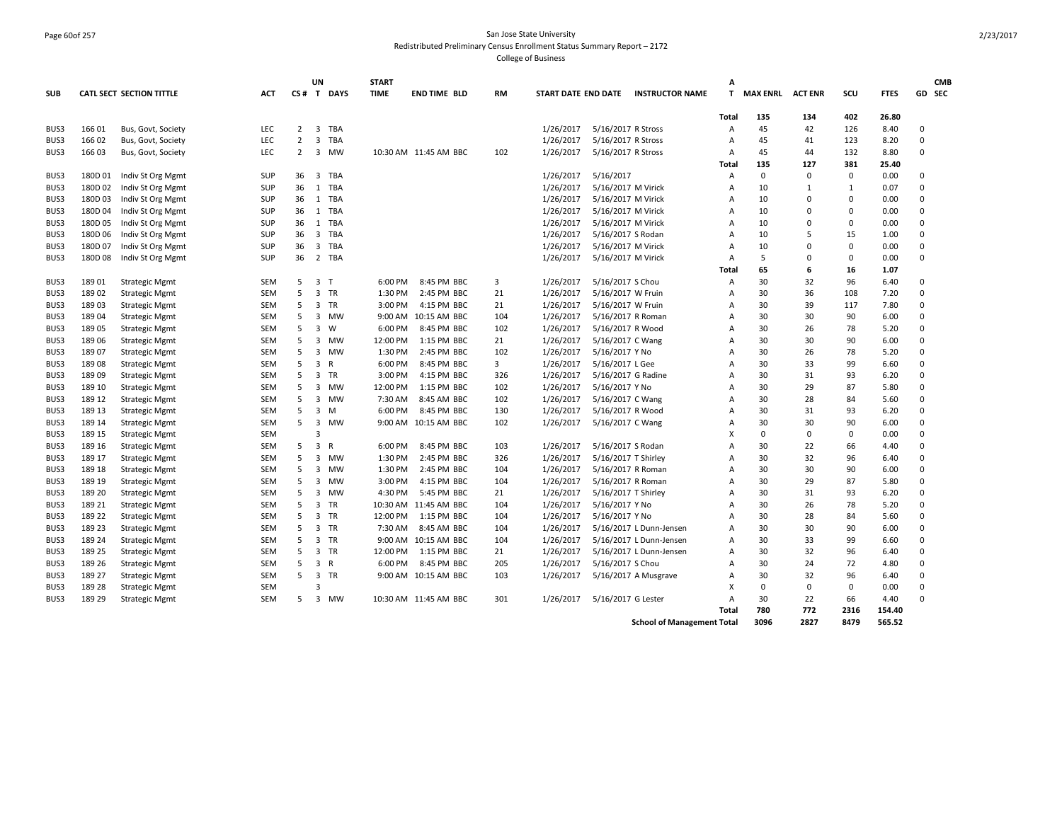San Jose State University

Redistributed Preliminary Census Enrollment Status Summary Report – 2172

College of Business

| SUB | CATL SECT | SECTION TITTLE | ACT | CS # | UN T | DAYS | START TIME | END TIME | BLD | RM | START DATE | END DATE | INSTRUCTOR NAME | AT | MAX ENRL | ACT ENR | SCU | FTES | GD | CMB SEC |
|---|---|---|---|---|---|---|---|---|---|---|---|---|---|---|---|---|---|---|---|---|
| | | | | | | | | | | | | | | **Total** | **135** | **134** | **402** | **26.80** | | |
| BUS3 | 166 01 | Bus, Govt, Society | LEC | 2 | 3 | TBA | | | | | 1/26/2017 | 5/16/2017 | R Stross | A | 45 | 42 | 126 | 8.40 | 0 | |
| BUS3 | 166 02 | Bus, Govt, Society | LEC | 2 | 3 | TBA | | | | | 1/26/2017 | 5/16/2017 | R Stross | A | 45 | 41 | 123 | 8.20 | 0 | |
| BUS3 | 166 03 | Bus, Govt, Society | LEC | 2 | 3 | MW | 10:30 AM | 11:45 AM | BBC | 102 | 1/26/2017 | 5/16/2017 | R Stross | A | 45 | 44 | 132 | 8.80 | 0 | |
| | | | | | | | | | | | | | | **Total** | **135** | **127** | **381** | **25.40** | | |
| BUS3 | 180D 01 | Indiv St Org Mgmt | SUP | 36 | 3 | TBA | | | | | 1/26/2017 | 5/16/2017 | | A | 0 | 0 | 0 | 0.00 | 0 | |
| BUS3 | 180D 02 | Indiv St Org Mgmt | SUP | 36 | 1 | TBA | | | | | 1/26/2017 | 5/16/2017 | M Virick | A | 10 | 1 | 1 | 0.07 | 0 | |
| BUS3 | 180D 03 | Indiv St Org Mgmt | SUP | 36 | 1 | TBA | | | | | 1/26/2017 | 5/16/2017 | M Virick | A | 10 | 0 | 0 | 0.00 | 0 | |
| BUS3 | 180D 04 | Indiv St Org Mgmt | SUP | 36 | 1 | TBA | | | | | 1/26/2017 | 5/16/2017 | M Virick | A | 10 | 0 | 0 | 0.00 | 0 | |
| BUS3 | 180D 05 | Indiv St Org Mgmt | SUP | 36 | 1 | TBA | | | | | 1/26/2017 | 5/16/2017 | M Virick | A | 10 | 0 | 0 | 0.00 | 0 | |
| BUS3 | 180D 06 | Indiv St Org Mgmt | SUP | 36 | 3 | TBA | | | | | 1/26/2017 | 5/16/2017 | S Rodan | A | 10 | 5 | 15 | 1.00 | 0 | |
| BUS3 | 180D 07 | Indiv St Org Mgmt | SUP | 36 | 3 | TBA | | | | | 1/26/2017 | 5/16/2017 | M Virick | A | 10 | 0 | 0 | 0.00 | 0 | |
| BUS3 | 180D 08 | Indiv St Org Mgmt | SUP | 36 | 2 | TBA | | | | | 1/26/2017 | 5/16/2017 | M Virick | A | 5 | 0 | 0 | 0.00 | 0 | |
| | | | | | | | | | | | | | | **Total** | **65** | **6** | **16** | **1.07** | | |
| BUS3 | 189 01 | Strategic Mgmt | SEM | 5 | 3 | T | 6:00 PM | 8:45 PM | BBC | 3 | 1/26/2017 | 5/16/2017 | S Chou | A | 30 | 32 | 96 | 6.40 | 0 | |
| BUS3 | 189 02 | Strategic Mgmt | SEM | 5 | 3 | TR | 1:30 PM | 2:45 PM | BBC | 21 | 1/26/2017 | 5/16/2017 | W Fruin | A | 30 | 36 | 108 | 7.20 | 0 | |
| BUS3 | 189 03 | Strategic Mgmt | SEM | 5 | 3 | TR | 3:00 PM | 4:15 PM | BBC | 21 | 1/26/2017 | 5/16/2017 | W Fruin | A | 30 | 39 | 117 | 7.80 | 0 | |
| BUS3 | 189 04 | Strategic Mgmt | SEM | 5 | 3 | MW | 9:00 AM | 10:15 AM | BBC | 104 | 1/26/2017 | 5/16/2017 | R Roman | A | 30 | 30 | 90 | 6.00 | 0 | |
| BUS3 | 189 05 | Strategic Mgmt | SEM | 5 | 3 | W | 6:00 PM | 8:45 PM | BBC | 102 | 1/26/2017 | 5/16/2017 | R Wood | A | 30 | 26 | 78 | 5.20 | 0 | |
| BUS3 | 189 06 | Strategic Mgmt | SEM | 5 | 3 | MW | 12:00 PM | 1:15 PM | BBC | 21 | 1/26/2017 | 5/16/2017 | C Wang | A | 30 | 30 | 90 | 6.00 | 0 | |
| BUS3 | 189 07 | Strategic Mgmt | SEM | 5 | 3 | MW | 1:30 PM | 2:45 PM | BBC | 102 | 1/26/2017 | 5/16/2017 | Y No | A | 30 | 26 | 78 | 5.20 | 0 | |
| BUS3 | 189 08 | Strategic Mgmt | SEM | 5 | 3 | R | 6:00 PM | 8:45 PM | BBC | 3 | 1/26/2017 | 5/16/2017 | L Gee | A | 30 | 33 | 99 | 6.60 | 0 | |
| BUS3 | 189 09 | Strategic Mgmt | SEM | 5 | 3 | TR | 3:00 PM | 4:15 PM | BBC | 326 | 1/26/2017 | 5/16/2017 | G Radine | A | 30 | 31 | 93 | 6.20 | 0 | |
| BUS3 | 189 10 | Strategic Mgmt | SEM | 5 | 3 | MW | 12:00 PM | 1:15 PM | BBC | 102 | 1/26/2017 | 5/16/2017 | Y No | A | 30 | 29 | 87 | 5.80 | 0 | |
| BUS3 | 189 12 | Strategic Mgmt | SEM | 5 | 3 | MW | 7:30 AM | 8:45 AM | BBC | 102 | 1/26/2017 | 5/16/2017 | C Wang | A | 30 | 28 | 84 | 5.60 | 0 | |
| BUS3 | 189 13 | Strategic Mgmt | SEM | 5 | 3 | M | 6:00 PM | 8:45 PM | BBC | 130 | 1/26/2017 | 5/16/2017 | R Wood | A | 30 | 31 | 93 | 6.20 | 0 | |
| BUS3 | 189 14 | Strategic Mgmt | SEM | 5 | 3 | MW | 9:00 AM | 10:15 AM | BBC | 102 | 1/26/2017 | 5/16/2017 | C Wang | A | 30 | 30 | 90 | 6.00 | 0 | |
| BUS3 | 189 15 | Strategic Mgmt | SEM | | 3 | | | | | | | | | X | 0 | 0 | 0 | 0.00 | 0 | |
| BUS3 | 189 16 | Strategic Mgmt | SEM | 5 | 3 | R | 6:00 PM | 8:45 PM | BBC | 103 | 1/26/2017 | 5/16/2017 | S Rodan | A | 30 | 22 | 66 | 4.40 | 0 | |
| BUS3 | 189 17 | Strategic Mgmt | SEM | 5 | 3 | MW | 1:30 PM | 2:45 PM | BBC | 326 | 1/26/2017 | 5/16/2017 | T Shirley | A | 30 | 32 | 96 | 6.40 | 0 | |
| BUS3 | 189 18 | Strategic Mgmt | SEM | 5 | 3 | MW | 1:30 PM | 2:45 PM | BBC | 104 | 1/26/2017 | 5/16/2017 | R Roman | A | 30 | 30 | 90 | 6.00 | 0 | |
| BUS3 | 189 19 | Strategic Mgmt | SEM | 5 | 3 | MW | 3:00 PM | 4:15 PM | BBC | 104 | 1/26/2017 | 5/16/2017 | R Roman | A | 30 | 29 | 87 | 5.80 | 0 | |
| BUS3 | 189 20 | Strategic Mgmt | SEM | 5 | 3 | MW | 4:30 PM | 5:45 PM | BBC | 21 | 1/26/2017 | 5/16/2017 | T Shirley | A | 30 | 31 | 93 | 6.20 | 0 | |
| BUS3 | 189 21 | Strategic Mgmt | SEM | 5 | 3 | TR | 10:30 AM | 11:45 AM | BBC | 104 | 1/26/2017 | 5/16/2017 | Y No | A | 30 | 26 | 78 | 5.20 | 0 | |
| BUS3 | 189 22 | Strategic Mgmt | SEM | 5 | 3 | TR | 12:00 PM | 1:15 PM | BBC | 104 | 1/26/2017 | 5/16/2017 | Y No | A | 30 | 28 | 84 | 5.60 | 0 | |
| BUS3 | 189 23 | Strategic Mgmt | SEM | 5 | 3 | TR | 7:30 AM | 8:45 AM | BBC | 104 | 1/26/2017 | 5/16/2017 | L Dunn-Jensen | A | 30 | 30 | 90 | 6.00 | 0 | |
| BUS3 | 189 24 | Strategic Mgmt | SEM | 5 | 3 | TR | 9:00 AM | 10:15 AM | BBC | 104 | 1/26/2017 | 5/16/2017 | L Dunn-Jensen | A | 30 | 33 | 99 | 6.60 | 0 | |
| BUS3 | 189 25 | Strategic Mgmt | SEM | 5 | 3 | TR | 12:00 PM | 1:15 PM | BBC | 21 | 1/26/2017 | 5/16/2017 | L Dunn-Jensen | A | 30 | 32 | 96 | 6.40 | 0 | |
| BUS3 | 189 26 | Strategic Mgmt | SEM | 5 | 3 | R | 6:00 PM | 8:45 PM | BBC | 205 | 1/26/2017 | 5/16/2017 | S Chou | A | 30 | 24 | 72 | 4.80 | 0 | |
| BUS3 | 189 27 | Strategic Mgmt | SEM | 5 | 3 | TR | 9:00 AM | 10:15 AM | BBC | 103 | 1/26/2017 | 5/16/2017 | A Musgrave | A | 30 | 32 | 96 | 6.40 | 0 | |
| BUS3 | 189 28 | Strategic Mgmt | SEM | | 3 | | | | | | | | | X | 0 | 0 | 0 | 0.00 | 0 | |
| BUS3 | 189 29 | Strategic Mgmt | SEM | 5 | 3 | MW | 10:30 AM | 11:45 AM | BBC | 301 | 1/26/2017 | 5/16/2017 | G Lester | A | 30 | 22 | 66 | 4.40 | 0 | |
| | | | | | | | | | | | | | | **Total** | **780** | **772** | **2316** | **154.40** | | |
| | | | | | | | | | | | | | **School of Management Total** | | **3096** | **2827** | **8479** | **565.52** | | |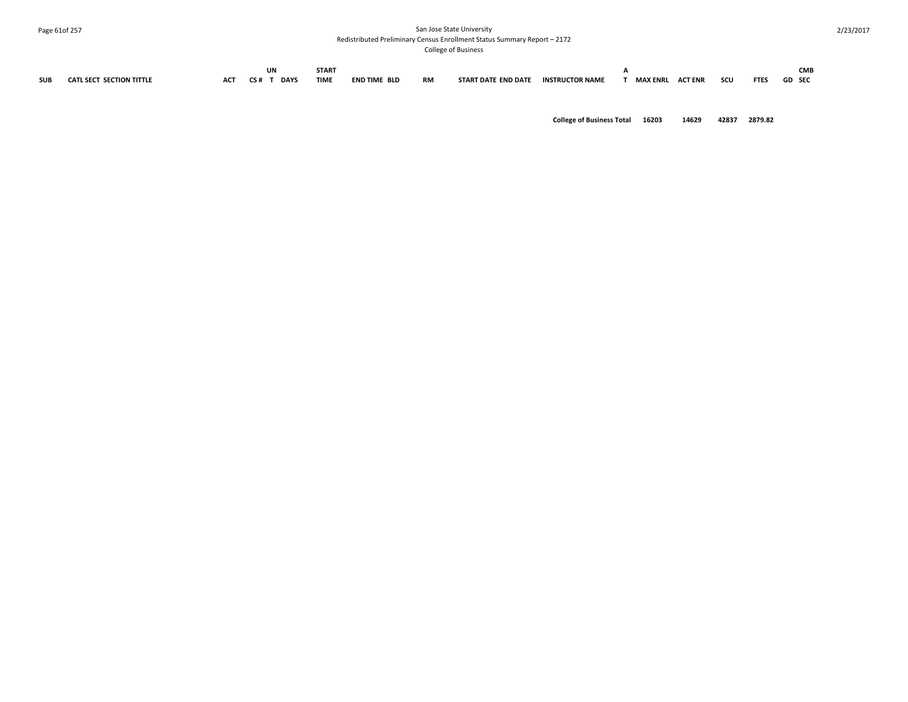| SUB | CATL SECT SECTION TITTLE | ACT | CS # | UN T | DAYS | START TIME | END TIME | BLD | RM | START DATE | END DATE | INSTRUCTOR NAME | A T | MAX ENRL | ACT ENR | SCU | FTES | GD | CMB SEC |
|---|---|---|---|---|---|---|---|---|---|---|---|---|---|---|---|---|---|---|---|
| | | | | | | | | | | | | College of Business Total | | 16203 | 14629 | 42837 | 2879.82 | | |